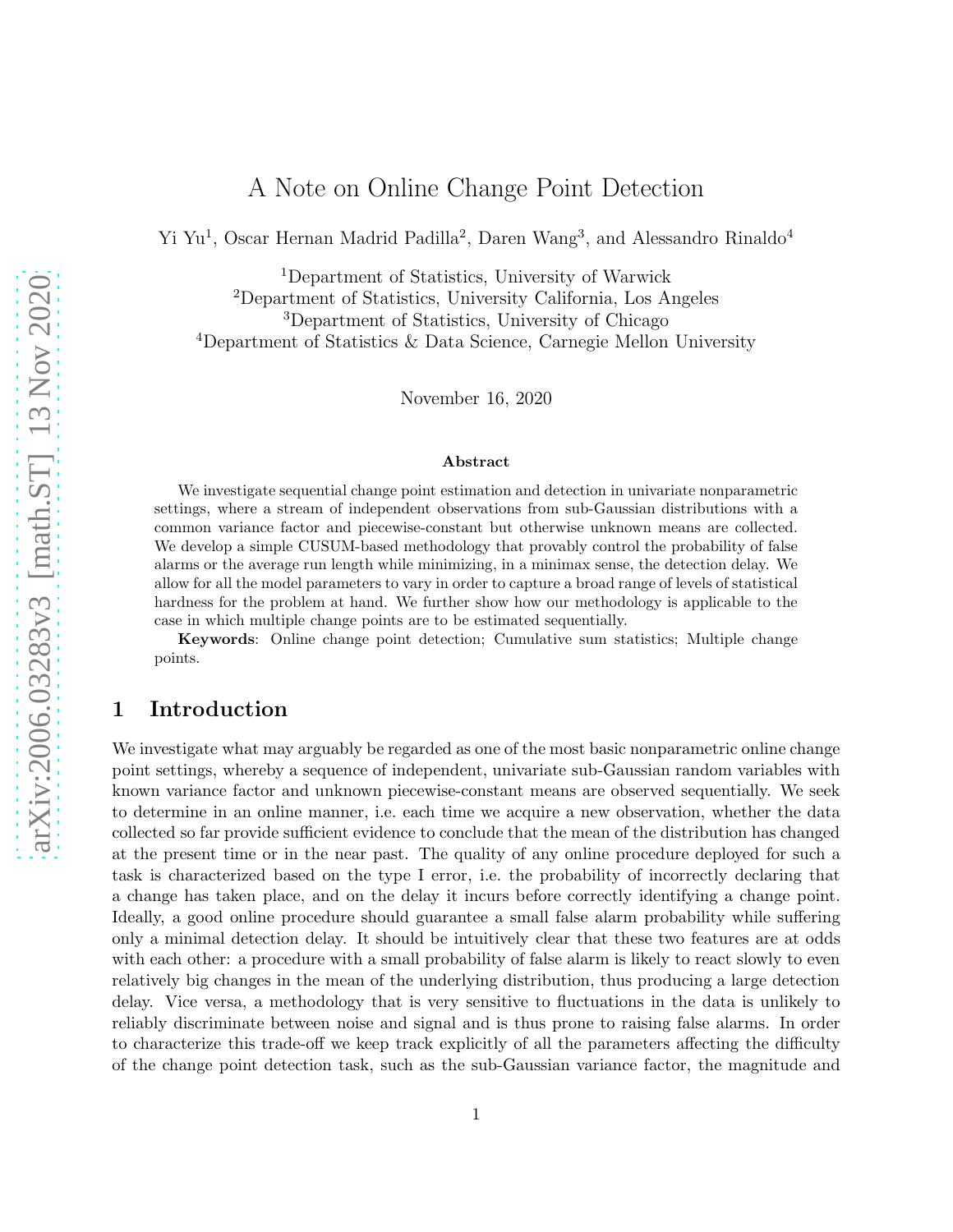# A Note on Online Change Point Detection

Yi Yu[1], Oscar Hernan Madrid Padilla[2], Daren Wang[3], and Alessandro Rinaldo[4]

[1]Department of Statistics, University of Warwick
[2]Department of Statistics, University California, Los Angeles
[3]Department of Statistics, University of Chicago
[4]Department of Statistics & Data Science, Carnegie Mellon University

November 16, 2020

### Abstract

We investigate sequential change point estimation and detection in univariate nonparametric settings, where a stream of independent observations from sub-Gaussian distributions with a common variance factor and piecewise-constant but otherwise unknown means are collected. We develop a simple CUSUM-based methodology that provably control the probability of false alarms or the average run length while minimizing, in a minimax sense, the detection delay. We allow for all the model parameters to vary in order to capture a broad range of levels of statistical hardness for the problem at hand. We further show how our methodology is applicable to the case in which multiple change points are to be estimated sequentially.

**Keywords**: Online change point detection; Cumulative sum statistics; Multiple change points.

## 1 Introduction

We investigate what may arguably be regarded as one of the most basic nonparametric online change point settings, whereby a sequence of independent, univariate sub-Gaussian random variables with known variance factor and unknown piecewise-constant means are observed sequentially. We seek to determine in an online manner, i.e. each time we acquire a new observation, whether the data collected so far provide sufficient evidence to conclude that the mean of the distribution has changed at the present time or in the near past. The quality of any online procedure deployed for such a task is characterized based on the type I error, i.e. the probability of incorrectly declaring that a change has taken place, and on the delay it incurs before correctly identifying a change point. Ideally, a good online procedure should guarantee a small false alarm probability while suffering only a minimal detection delay. It should be intuitively clear that these two features are at odds with each other: a procedure with a small probability of false alarm is likely to react slowly to even relatively big changes in the mean of the underlying distribution, thus producing a large detection delay. Vice versa, a methodology that is very sensitive to fluctuations in the data is unlikely to reliably discriminate between noise and signal and is thus prone to raising false alarms. In order to characterize this trade-off we keep track explicitly of all the parameters affecting the difficulty of the change point detection task, such as the sub-Gaussian variance factor, the magnitude and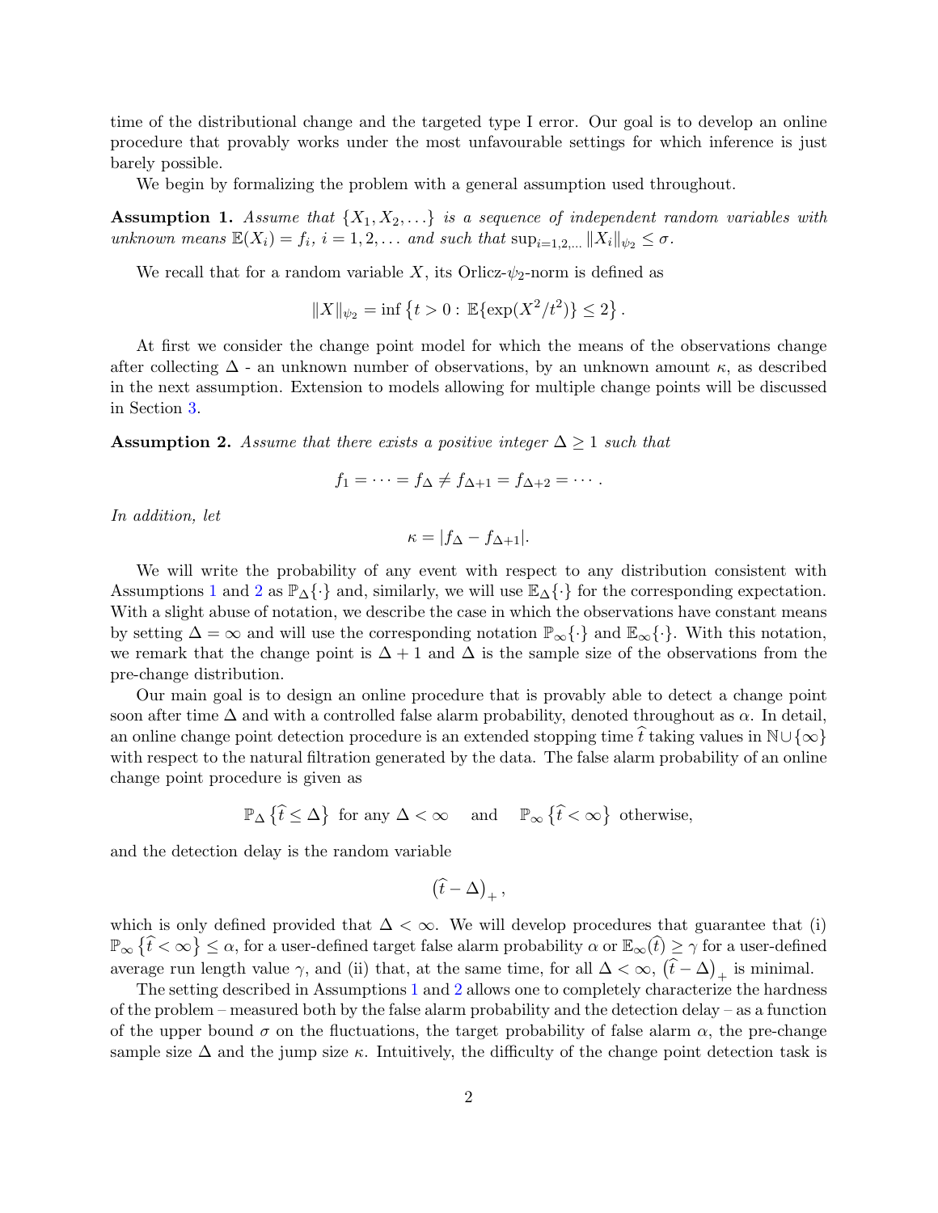time of the distributional change and the targeted type I error. Our goal is to develop an online procedure that provably works under the most unfavourable settings for which inference is just barely possible.

We begin by formalizing the problem with a general assumption used throughout.

**Assumption 1.** *Assume that $\{X_1, X_2, \ldots\}$ is a sequence of independent random variables with unknown means $\mathbb{E}(X_i) = f_i$, $i = 1, 2, \ldots$ and such that $\sup_{i=1,2,\ldots} \|X_i\|_{\psi_2} \leq \sigma$.*

We recall that for a random variable $X$, its Orlicz-$\psi_2$-norm is defined as

$$\|X\|_{\psi_2} = \inf\left\{t > 0 : \mathbb{E}\{\exp(X^2/t^2)\} \leq 2\right\}.$$

At first we consider the change point model for which the means of the observations change after collecting $\Delta$ - an unknown number of observations, by an unknown amount $\kappa$, as described in the next assumption. Extension to models allowing for multiple change points will be discussed in Section 3.

**Assumption 2.** *Assume that there exists a positive integer $\Delta \geq 1$ such that*

$$f_1 = \cdots = f_\Delta \neq f_{\Delta+1} = f_{\Delta+2} = \cdots.$$

*In addition, let*

$$\kappa = |f_\Delta - f_{\Delta+1}|.$$

We will write the probability of any event with respect to any distribution consistent with Assumptions 1 and 2 as $\mathbb{P}_\Delta\{\cdot\}$ and, similarly, we will use $\mathbb{E}_\Delta\{\cdot\}$ for the corresponding expectation. With a slight abuse of notation, we describe the case in which the observations have constant means by setting $\Delta = \infty$ and will use the corresponding notation $\mathbb{P}_\infty\{\cdot\}$ and $\mathbb{E}_\infty\{\cdot\}$. With this notation, we remark that the change point is $\Delta + 1$ and $\Delta$ is the sample size of the observations from the pre-change distribution.

Our main goal is to design an online procedure that is provably able to detect a change point soon after time $\Delta$ and with a controlled false alarm probability, denoted throughout as $\alpha$. In detail, an online change point detection procedure is an extended stopping time $\widehat{t}$ taking values in $\mathbb{N} \cup \{\infty\}$ with respect to the natural filtration generated by the data. The false alarm probability of an online change point procedure is given as

$$\mathbb{P}_\Delta\left\{\widehat{t} \leq \Delta\right\} \text{ for any } \Delta < \infty \quad \text{ and } \quad \mathbb{P}_\infty\left\{\widehat{t} < \infty\right\} \text{ otherwise,}$$

and the detection delay is the random variable

$$\left(\widehat{t} - \Delta\right)_+,$$

which is only defined provided that $\Delta < \infty$. We will develop procedures that guarantee that (i) $\mathbb{P}_\infty\left\{\widehat{t} < \infty\right\} \leq \alpha$, for a user-defined target false alarm probability $\alpha$ or $\mathbb{E}_\infty(\widehat{t}) \geq \gamma$ for a user-defined average run length value $\gamma$, and (ii) that, at the same time, for all $\Delta < \infty$, $\left(\widehat{t} - \Delta\right)_+$ is minimal.

The setting described in Assumptions 1 and 2 allows one to completely characterize the hardness of the problem – measured both by the false alarm probability and the detection delay – as a function of the upper bound $\sigma$ on the fluctuations, the target probability of false alarm $\alpha$, the pre-change sample size $\Delta$ and the jump size $\kappa$. Intuitively, the difficulty of the change point detection task is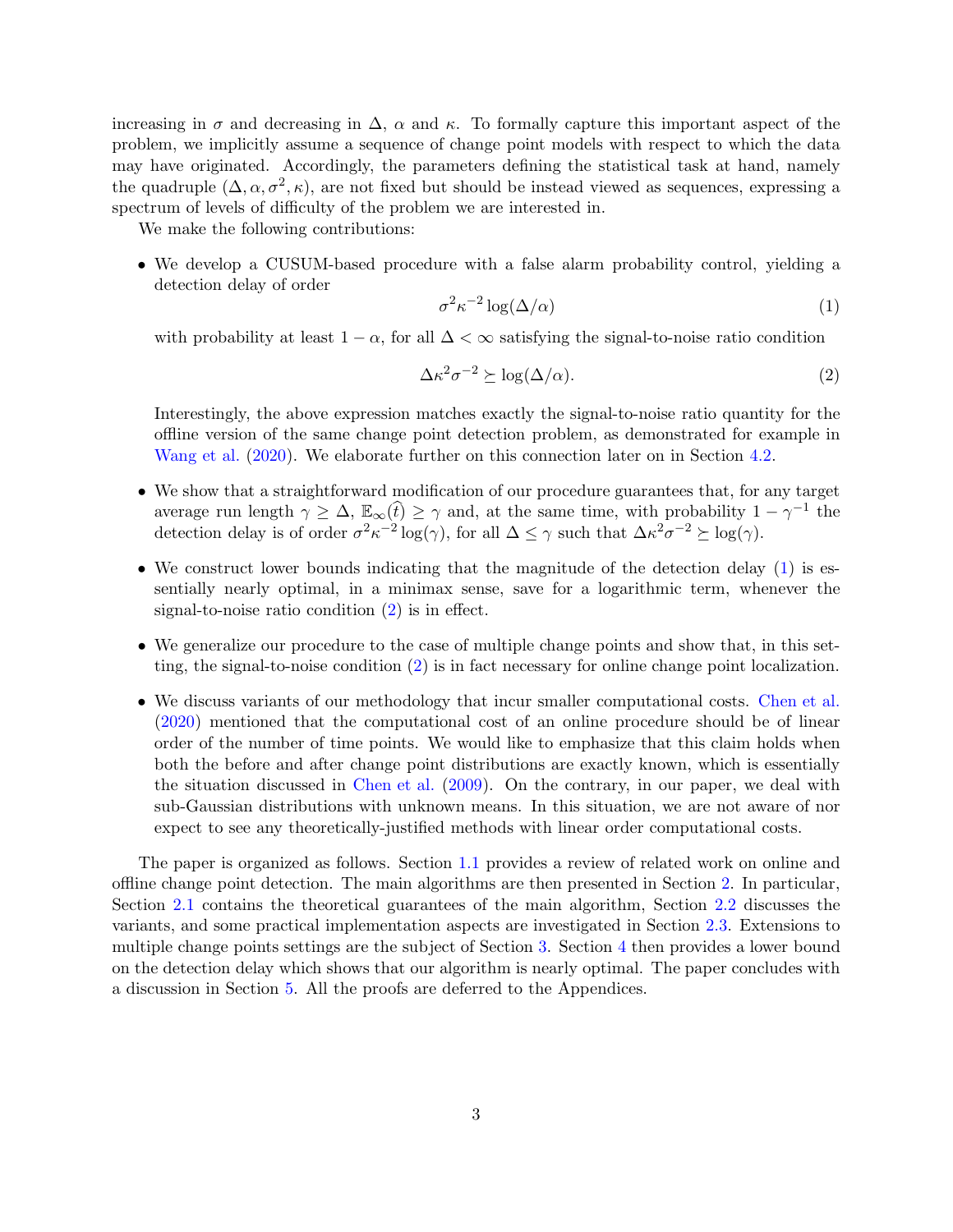increasing in $\sigma$ and decreasing in $\Delta$, $\alpha$ and $\kappa$. To formally capture this important aspect of the problem, we implicitly assume a sequence of change point models with respect to which the data may have originated. Accordingly, the parameters defining the statistical task at hand, namely the quadruple $(\Delta, \alpha, \sigma^2, \kappa)$, are not fixed but should be instead viewed as sequences, expressing a spectrum of levels of difficulty of the problem we are interested in.

We make the following contributions:

- We develop a CUSUM-based procedure with a false alarm probability control, yielding a detection delay of order
$$\sigma^2 \kappa^{-2} \log(\Delta/\alpha) \tag{1}$$
with probability at least $1 - \alpha$, for all $\Delta < \infty$ satisfying the signal-to-noise ratio condition
$$\Delta \kappa^2 \sigma^{-2} \succeq \log(\Delta/\alpha). \tag{2}$$
Interestingly, the above expression matches exactly the signal-to-noise ratio quantity for the offline version of the same change point detection problem, as demonstrated for example in Wang et al. (2020). We elaborate further on this connection later on in Section 4.2.

- We show that a straightforward modification of our procedure guarantees that, for any target average run length $\gamma \geq \Delta$, $\mathbb{E}_\infty(\widehat{t}) \geq \gamma$ and, at the same time, with probability $1 - \gamma^{-1}$ the detection delay is of order $\sigma^2 \kappa^{-2} \log(\gamma)$, for all $\Delta \leq \gamma$ such that $\Delta \kappa^2 \sigma^{-2} \succeq \log(\gamma)$.

- We construct lower bounds indicating that the magnitude of the detection delay (1) is essentially nearly optimal, in a minimax sense, save for a logarithmic term, whenever the signal-to-noise ratio condition (2) is in effect.

- We generalize our procedure to the case of multiple change points and show that, in this setting, the signal-to-noise condition (2) is in fact necessary for online change point localization.

- We discuss variants of our methodology that incur smaller computational costs. Chen et al. (2020) mentioned that the computational cost of an online procedure should be of linear order of the number of time points. We would like to emphasize that this claim holds when both the before and after change point distributions are exactly known, which is essentially the situation discussed in Chen et al. (2009). On the contrary, in our paper, we deal with sub-Gaussian distributions with unknown means. In this situation, we are not aware of nor expect to see any theoretically-justified methods with linear order computational costs.

The paper is organized as follows. Section 1.1 provides a review of related work on online and offline change point detection. The main algorithms are then presented in Section 2. In particular, Section 2.1 contains the theoretical guarantees of the main algorithm, Section 2.2 discusses the variants, and some practical implementation aspects are investigated in Section 2.3. Extensions to multiple change points settings are the subject of Section 3. Section 4 then provides a lower bound on the detection delay which shows that our algorithm is nearly optimal. The paper concludes with a discussion in Section 5. All the proofs are deferred to the Appendices.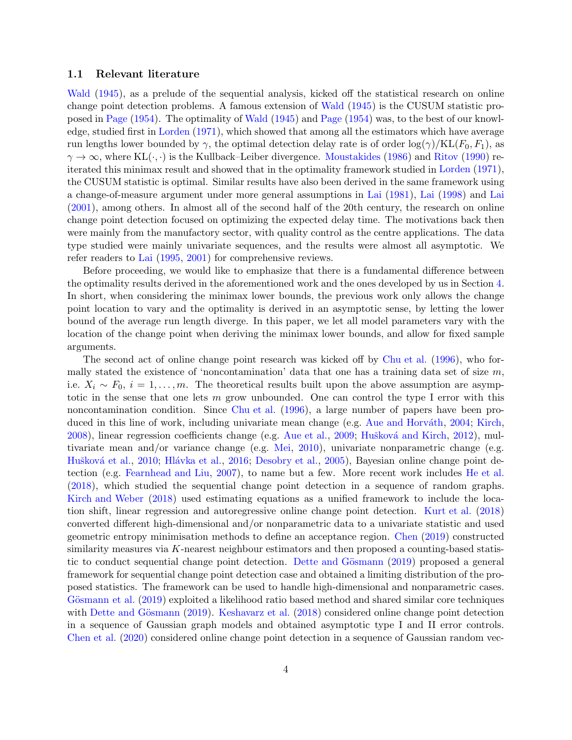### 1.1 Relevant literature

Wald (1945), as a prelude of the sequential analysis, kicked off the statistical research on online change point detection problems. A famous extension of Wald (1945) is the CUSUM statistic proposed in Page (1954). The optimality of Wald (1945) and Page (1954) was, to the best of our knowledge, studied first in Lorden (1971), which showed that among all the estimators which have average run lengths lower bounded by $\gamma$, the optimal detection delay rate is of order $\log(\gamma)/\mathrm{KL}(F_0, F_1)$, as $\gamma \to \infty$, where $\mathrm{KL}(\cdot, \cdot)$ is the Kullback–Leiber divergence. Moustakides (1986) and Ritov (1990) reiterated this minimax result and showed that in the optimality framework studied in Lorden (1971), the CUSUM statistic is optimal. Similar results have also been derived in the same framework using a change-of-measure argument under more general assumptions in Lai (1981), Lai (1998) and Lai (2001), among others. In almost all of the second half of the 20th century, the research on online change point detection focused on optimizing the expected delay time. The motivations back then were mainly from the manufactory sector, with quality control as the centre applications. The data type studied were mainly univariate sequences, and the results were almost all asymptotic. We refer readers to Lai (1995, 2001) for comprehensive reviews.

Before proceeding, we would like to emphasize that there is a fundamental difference between the optimality results derived in the aforementioned work and the ones developed by us in Section 4. In short, when considering the minimax lower bounds, the previous work only allows the change point location to vary and the optimality is derived in an asymptotic sense, by letting the lower bound of the average run length diverge. In this paper, we let all model parameters vary with the location of the change point when deriving the minimax lower bounds, and allow for fixed sample arguments.

The second act of online change point research was kicked off by Chu et al. (1996), who formally stated the existence of 'noncontamination' data that one has a training data set of size $m$, i.e. $X_i \sim F_0$, $i = 1, \ldots, m$. The theoretical results built upon the above assumption are asymptotic in the sense that one lets $m$ grow unbounded. One can control the type I error with this noncontamination condition. Since Chu et al. (1996), a large number of papers have been produced in this line of work, including univariate mean change (e.g. Aue and Horváth, 2004; Kirch, 2008), linear regression coefficients change (e.g. Aue et al., 2009; Hušková and Kirch, 2012), multivariate mean and/or variance change (e.g. Mei, 2010), univariate nonparametric change (e.g. Hušková et al., 2010; Hlávka et al., 2016; Desobry et al., 2005), Bayesian online change point detection (e.g. Fearnhead and Liu, 2007), to name but a few. More recent work includes He et al. (2018), which studied the sequential change point detection in a sequence of random graphs. Kirch and Weber (2018) used estimating equations as a unified framework to include the location shift, linear regression and autoregressive online change point detection. Kurt et al. (2018) converted different high-dimensional and/or nonparametric data to a univariate statistic and used geometric entropy minimisation methods to define an acceptance region. Chen (2019) constructed similarity measures via $K$-nearest neighbour estimators and then proposed a counting-based statistic to conduct sequential change point detection. Dette and Gösmann (2019) proposed a general framework for sequential change point detection case and obtained a limiting distribution of the proposed statistics. The framework can be used to handle high-dimensional and nonparametric cases. Gösmann et al. (2019) exploited a likelihood ratio based method and shared similar core techniques with Dette and Gösmann (2019). Keshavarz et al. (2018) considered online change point detection in a sequence of Gaussian graph models and obtained asymptotic type I and II error controls. Chen et al. (2020) considered online change point detection in a sequence of Gaussian random vec-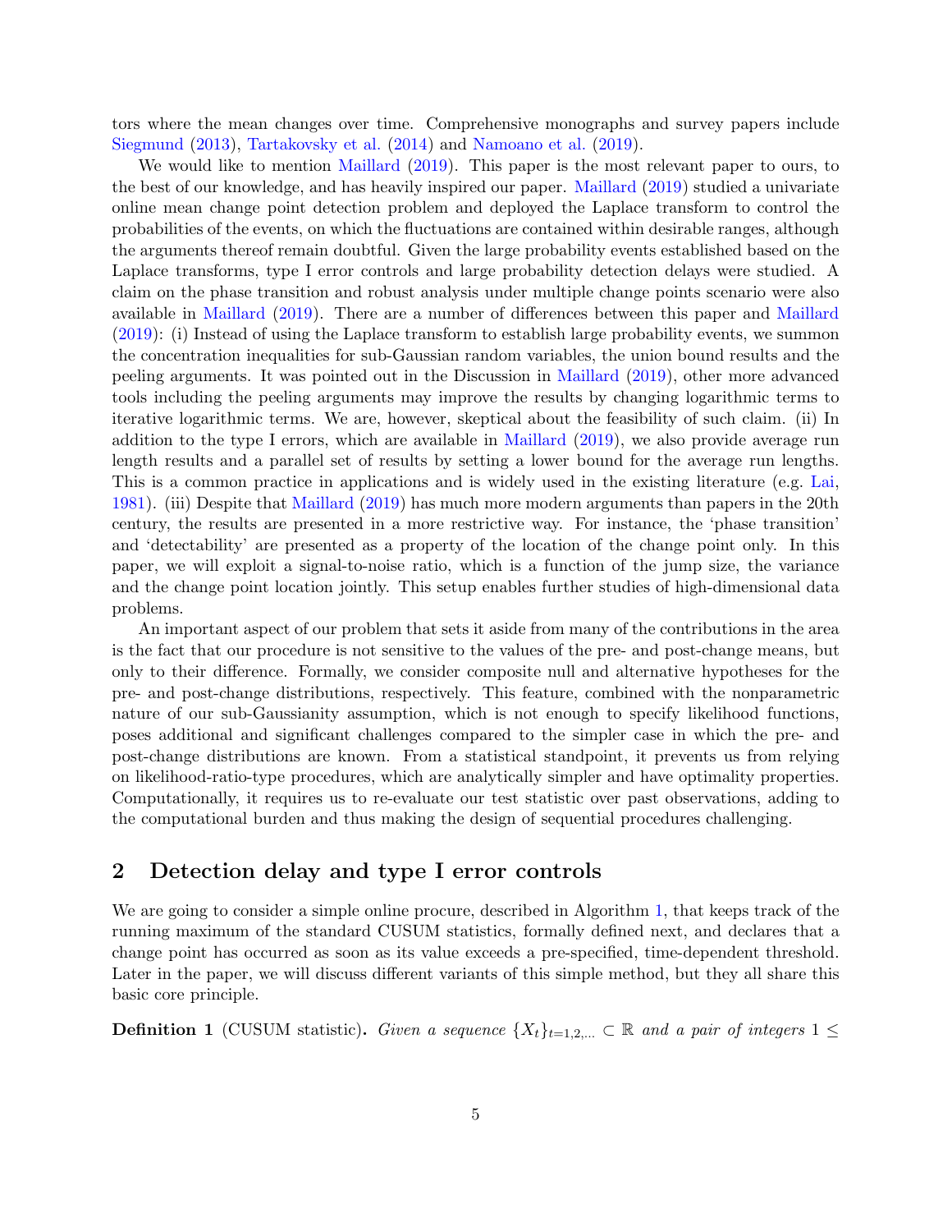tors where the mean changes over time. Comprehensive monographs and survey papers include Siegmund (2013), Tartakovsky et al. (2014) and Namoano et al. (2019).

We would like to mention Maillard (2019). This paper is the most relevant paper to ours, to the best of our knowledge, and has heavily inspired our paper. Maillard (2019) studied a univariate online mean change point detection problem and deployed the Laplace transform to control the probabilities of the events, on which the fluctuations are contained within desirable ranges, although the arguments thereof remain doubtful. Given the large probability events established based on the Laplace transforms, type I error controls and large probability detection delays were studied. A claim on the phase transition and robust analysis under multiple change points scenario were also available in Maillard (2019). There are a number of differences between this paper and Maillard (2019): (i) Instead of using the Laplace transform to establish large probability events, we summon the concentration inequalities for sub-Gaussian random variables, the union bound results and the peeling arguments. It was pointed out in the Discussion in Maillard (2019), other more advanced tools including the peeling arguments may improve the results by changing logarithmic terms to iterative logarithmic terms. We are, however, skeptical about the feasibility of such claim. (ii) In addition to the type I errors, which are available in Maillard (2019), we also provide average run length results and a parallel set of results by setting a lower bound for the average run lengths. This is a common practice in applications and is widely used in the existing literature (e.g. Lai, 1981). (iii) Despite that Maillard (2019) has much more modern arguments than papers in the 20th century, the results are presented in a more restrictive way. For instance, the 'phase transition' and 'detectability' are presented as a property of the location of the change point only. In this paper, we will exploit a signal-to-noise ratio, which is a function of the jump size, the variance and the change point location jointly. This setup enables further studies of high-dimensional data problems.

An important aspect of our problem that sets it aside from many of the contributions in the area is the fact that our procedure is not sensitive to the values of the pre- and post-change means, but only to their difference. Formally, we consider composite null and alternative hypotheses for the pre- and post-change distributions, respectively. This feature, combined with the nonparametric nature of our sub-Gaussianity assumption, which is not enough to specify likelihood functions, poses additional and significant challenges compared to the simpler case in which the pre- and post-change distributions are known. From a statistical standpoint, it prevents us from relying on likelihood-ratio-type procedures, which are analytically simpler and have optimality properties. Computationally, it requires us to re-evaluate our test statistic over past observations, adding to the computational burden and thus making the design of sequential procedures challenging.

## 2 Detection delay and type I error controls

We are going to consider a simple online procure, described in Algorithm 1, that keeps track of the running maximum of the standard CUSUM statistics, formally defined next, and declares that a change point has occurred as soon as its value exceeds a pre-specified, time-dependent threshold. Later in the paper, we will discuss different variants of this simple method, but they all share this basic core principle.

**Definition 1** (CUSUM statistic)**.** *Given a sequence $\{X_t\}_{t=1,2,\ldots} \subset \mathbb{R}$ and a pair of integers $1 \leq$*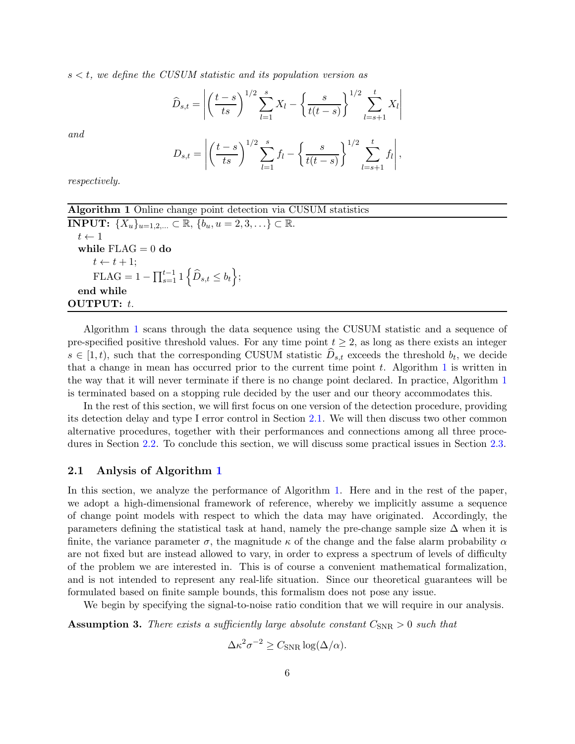*$s < t$, we define the CUSUM statistic and its population version as*

$$\widehat{D}_{s,t} = \left| \left( \frac{t-s}{ts} \right)^{1/2} \sum_{l=1}^{s} X_l - \left\{ \frac{s}{t(t-s)} \right\}^{1/2} \sum_{l=s+1}^{t} X_l \right|$$

*and*

$$D_{s,t} = \left| \left( \frac{t-s}{ts} \right)^{1/2} \sum_{l=1}^{s} f_l - \left\{ \frac{s}{t(t-s)} \right\}^{1/2} \sum_{l=s+1}^{t} f_l \right|,$$

*respectively.*

**Algorithm 1** Online change point detection via CUSUM statistics

**INPUT:** $\{X_u\}_{u=1,2,\ldots} \subset \mathbb{R}$, $\{b_u, u = 2, 3, \ldots\} \subset \mathbb{R}$.

```
t ← 1
while FLAG = 0 do
    t ← t + 1;
    FLAG = 1 − ∏_{s=1}^{t−1} 1{ D̂_{s,t} ≤ b_t };
end while
```

**OUTPUT:** $t$.

Algorithm 1 scans through the data sequence using the CUSUM statistic and a sequence of pre-specified positive threshold values. For any time point $t \geq 2$, as long as there exists an integer $s \in [1, t)$, such that the corresponding CUSUM statistic $\widehat{D}_{s,t}$ exceeds the threshold $b_t$, we decide that a change in mean has occurred prior to the current time point $t$. Algorithm 1 is written in the way that it will never terminate if there is no change point declared. In practice, Algorithm 1 is terminated based on a stopping rule decided by the user and our theory accommodates this.

In the rest of this section, we will first focus on one version of the detection procedure, providing its detection delay and type I error control in Section 2.1. We will then discuss two other common alternative procedures, together with their performances and connections among all three procedures in Section 2.2. To conclude this section, we will discuss some practical issues in Section 2.3.

## 2.1 Anlysis of Algorithm 1

In this section, we analyze the performance of Algorithm 1. Here and in the rest of the paper, we adopt a high-dimensional framework of reference, whereby we implicitly assume a sequence of change point models with respect to which the data may have originated. Accordingly, the parameters defining the statistical task at hand, namely the pre-change sample size $\Delta$ when it is finite, the variance parameter $\sigma$, the magnitude $\kappa$ of the change and the false alarm probability $\alpha$ are not fixed but are instead allowed to vary, in order to express a spectrum of levels of difficulty of the problem we are interested in. This is of course a convenient mathematical formalization, and is not intended to represent any real-life situation. Since our theoretical guarantees will be formulated based on finite sample bounds, this formalism does not pose any issue.

We begin by specifying the signal-to-noise ratio condition that we will require in our analysis.

**Assumption 3.** *There exists a sufficiently large absolute constant $C_{\mathrm{SNR}} > 0$ such that*

$$\Delta \kappa^2 \sigma^{-2} \geq C_{\mathrm{SNR}} \log(\Delta/\alpha).$$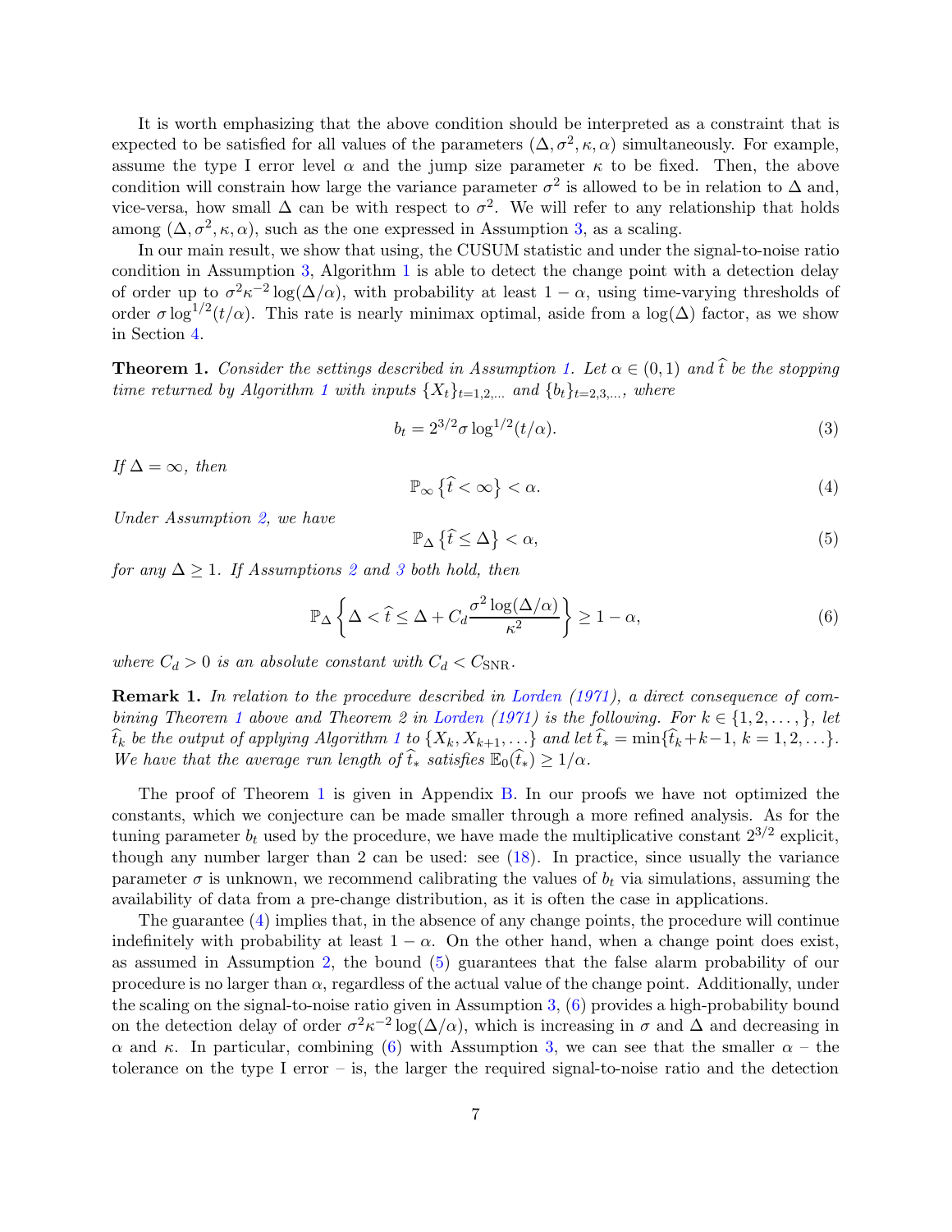It is worth emphasizing that the above condition should be interpreted as a constraint that is expected to be satisfied for all values of the parameters $(\Delta, \sigma^2, \kappa, \alpha)$ simultaneously. For example, assume the type I error level $\alpha$ and the jump size parameter $\kappa$ to be fixed. Then, the above condition will constrain how large the variance parameter $\sigma^2$ is allowed to be in relation to $\Delta$ and, vice-versa, how small $\Delta$ can be with respect to $\sigma^2$. We will refer to any relationship that holds among $(\Delta, \sigma^2, \kappa, \alpha)$, such as the one expressed in Assumption 3, as a scaling.

In our main result, we show that using, the CUSUM statistic and under the signal-to-noise ratio condition in Assumption 3, Algorithm 1 is able to detect the change point with a detection delay of order up to $\sigma^2\kappa^{-2}\log(\Delta/\alpha)$, with probability at least $1-\alpha$, using time-varying thresholds of order $\sigma \log^{1/2}(t/\alpha)$. This rate is nearly minimax optimal, aside from a $\log(\Delta)$ factor, as we show in Section 4.

**Theorem 1.** *Consider the settings described in Assumption 1. Let $\alpha \in (0,1)$ and $\widehat{t}$ be the stopping time returned by Algorithm 1 with inputs $\{X_t\}_{t=1,2,\ldots}$ and $\{b_t\}_{t=2,3,\ldots}$, where*

$$b_t = 2^{3/2}\sigma \log^{1/2}(t/\alpha). \tag{3}$$

*If $\Delta = \infty$, then*

$$\mathbb{P}_\infty\left\{\widehat{t} < \infty\right\} < \alpha. \tag{4}$$

*Under Assumption 2, we have*

$$\mathbb{P}_\Delta\left\{\widehat{t} \leq \Delta\right\} < \alpha, \tag{5}$$

*for any $\Delta \geq 1$. If Assumptions 2 and 3 both hold, then*

$$\mathbb{P}_\Delta\left\{\Delta < \widehat{t} \leq \Delta + C_d \frac{\sigma^2 \log(\Delta/\alpha)}{\kappa^2}\right\} \geq 1-\alpha, \tag{6}$$

*where $C_d > 0$ is an absolute constant with $C_d < C_{\mathrm{SNR}}$.*

**Remark 1.** *In relation to the procedure described in Lorden (1971), a direct consequence of combining Theorem 1 above and Theorem 2 in Lorden (1971) is the following. For $k \in \{1, 2, \ldots, \}$, let $\widehat{t}_k$ be the output of applying Algorithm 1 to $\{X_k, X_{k+1}, \ldots\}$ and let $\widehat{t}_* = \min\{\widehat{t}_k + k - 1,\, k = 1, 2, \ldots\}$. We have that the average run length of $\widehat{t}_*$ satisfies $\mathbb{E}_0(\widehat{t}_*) \geq 1/\alpha$.*

The proof of Theorem 1 is given in Appendix B. In our proofs we have not optimized the constants, which we conjecture can be made smaller through a more refined analysis. As for the tuning parameter $b_t$ used by the procedure, we have made the multiplicative constant $2^{3/2}$ explicit, though any number larger than 2 can be used: see (18). In practice, since usually the variance parameter $\sigma$ is unknown, we recommend calibrating the values of $b_t$ via simulations, assuming the availability of data from a pre-change distribution, as it is often the case in applications.

The guarantee (4) implies that, in the absence of any change points, the procedure will continue indefinitely with probability at least $1-\alpha$. On the other hand, when a change point does exist, as assumed in Assumption 2, the bound (5) guarantees that the false alarm probability of our procedure is no larger than $\alpha$, regardless of the actual value of the change point. Additionally, under the scaling on the signal-to-noise ratio given in Assumption 3, (6) provides a high-probability bound on the detection delay of order $\sigma^2\kappa^{-2}\log(\Delta/\alpha)$, which is increasing in $\sigma$ and $\Delta$ and decreasing in $\alpha$ and $\kappa$. In particular, combining (6) with Assumption 3, we can see that the smaller $\alpha$ – the tolerance on the type I error – is, the larger the required signal-to-noise ratio and the detection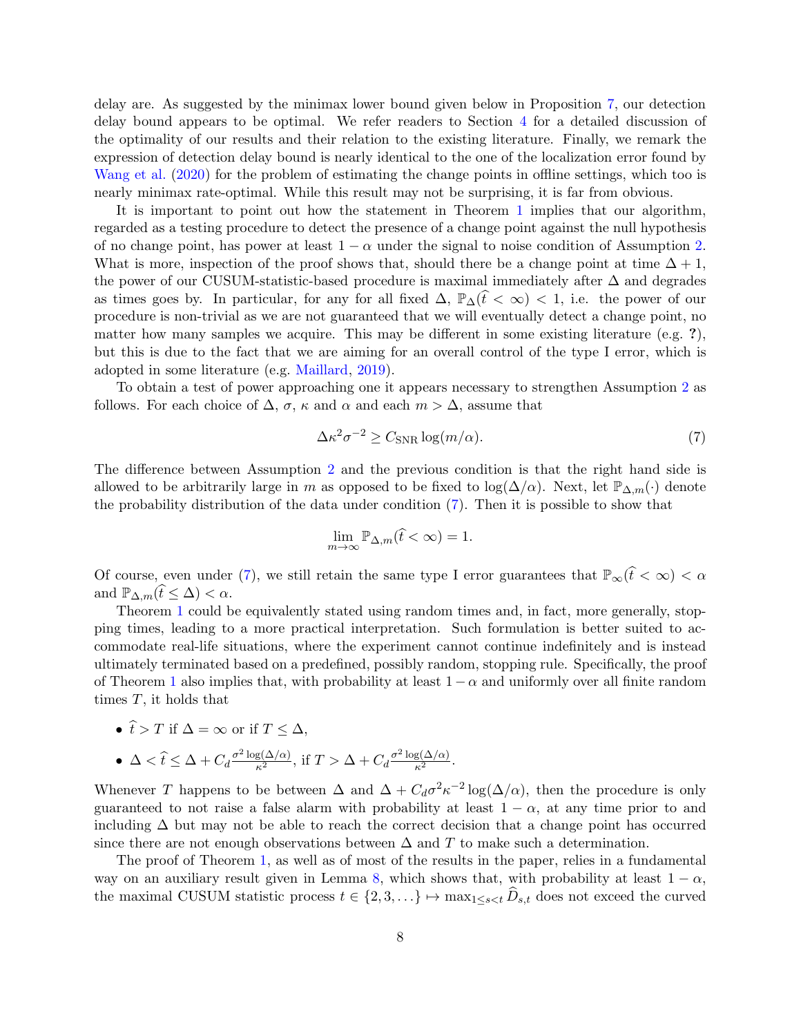delay are. As suggested by the minimax lower bound given below in Proposition 7, our detection delay bound appears to be optimal. We refer readers to Section 4 for a detailed discussion of the optimality of our results and their relation to the existing literature. Finally, we remark the expression of detection delay bound is nearly identical to the one of the localization error found by Wang et al. (2020) for the problem of estimating the change points in offline settings, which too is nearly minimax rate-optimal. While this result may not be surprising, it is far from obvious.

It is important to point out how the statement in Theorem 1 implies that our algorithm, regarded as a testing procedure to detect the presence of a change point against the null hypothesis of no change point, has power at least $1 - \alpha$ under the signal to noise condition of Assumption 2. What is more, inspection of the proof shows that, should there be a change point at time $\Delta + 1$, the power of our CUSUM-statistic-based procedure is maximal immediately after $\Delta$ and degrades as times goes by. In particular, for any for all fixed $\Delta$, $\mathbb{P}_{\Delta}(\widehat{t} < \infty) < 1$, i.e. the power of our procedure is non-trivial as we are not guaranteed that we will eventually detect a change point, no matter how many samples we acquire. This may be different in some existing literature (e.g. ?), but this is due to the fact that we are aiming for an overall control of the type I error, which is adopted in some literature (e.g. Maillard, 2019).

To obtain a test of power approaching one it appears necessary to strengthen Assumption 2 as follows. For each choice of $\Delta$, $\sigma$, $\kappa$ and $\alpha$ and each $m > \Delta$, assume that

$$\Delta \kappa^2 \sigma^{-2} \geq C_{\mathrm{SNR}} \log(m/\alpha). \tag{7}$$

The difference between Assumption 2 and the previous condition is that the right hand side is allowed to be arbitrarily large in $m$ as opposed to be fixed to $\log(\Delta/\alpha)$. Next, let $\mathbb{P}_{\Delta,m}(\cdot)$ denote the probability distribution of the data under condition (7). Then it is possible to show that

$$\lim_{m \to \infty} \mathbb{P}_{\Delta,m}(\widehat{t} < \infty) = 1.$$

Of course, even under (7), we still retain the same type I error guarantees that $\mathbb{P}_{\infty}(\widehat{t} < \infty) < \alpha$ and $\mathbb{P}_{\Delta,m}(\widehat{t} \leq \Delta) < \alpha$.

Theorem 1 could be equivalently stated using random times and, in fact, more generally, stopping times, leading to a more practical interpretation. Such formulation is better suited to accommodate real-life situations, where the experiment cannot continue indefinitely and is instead ultimately terminated based on a predefined, possibly random, stopping rule. Specifically, the proof of Theorem 1 also implies that, with probability at least $1 - \alpha$ and uniformly over all finite random times $T$, it holds that

- $\widehat{t} > T$ if $\Delta = \infty$ or if $T \leq \Delta$,
- $\Delta < \widehat{t} \leq \Delta + C_d \frac{\sigma^2 \log(\Delta/\alpha)}{\kappa^2}$, if $T > \Delta + C_d \frac{\sigma^2 \log(\Delta/\alpha)}{\kappa^2}$.

Whenever $T$ happens to be between $\Delta$ and $\Delta + C_d \sigma^2 \kappa^{-2} \log(\Delta/\alpha)$, then the procedure is only guaranteed to not raise a false alarm with probability at least $1 - \alpha$, at any time prior to and including $\Delta$ but may not be able to reach the correct decision that a change point has occurred since there are not enough observations between $\Delta$ and $T$ to make such a determination.

The proof of Theorem 1, as well as of most of the results in the paper, relies in a fundamental way on an auxiliary result given in Lemma 8, which shows that, with probability at least $1 - \alpha$, the maximal CUSUM statistic process $t \in \{2, 3, \ldots\} \mapsto \max_{1 \leq s < t} \widehat{D}_{s,t}$ does not exceed the curved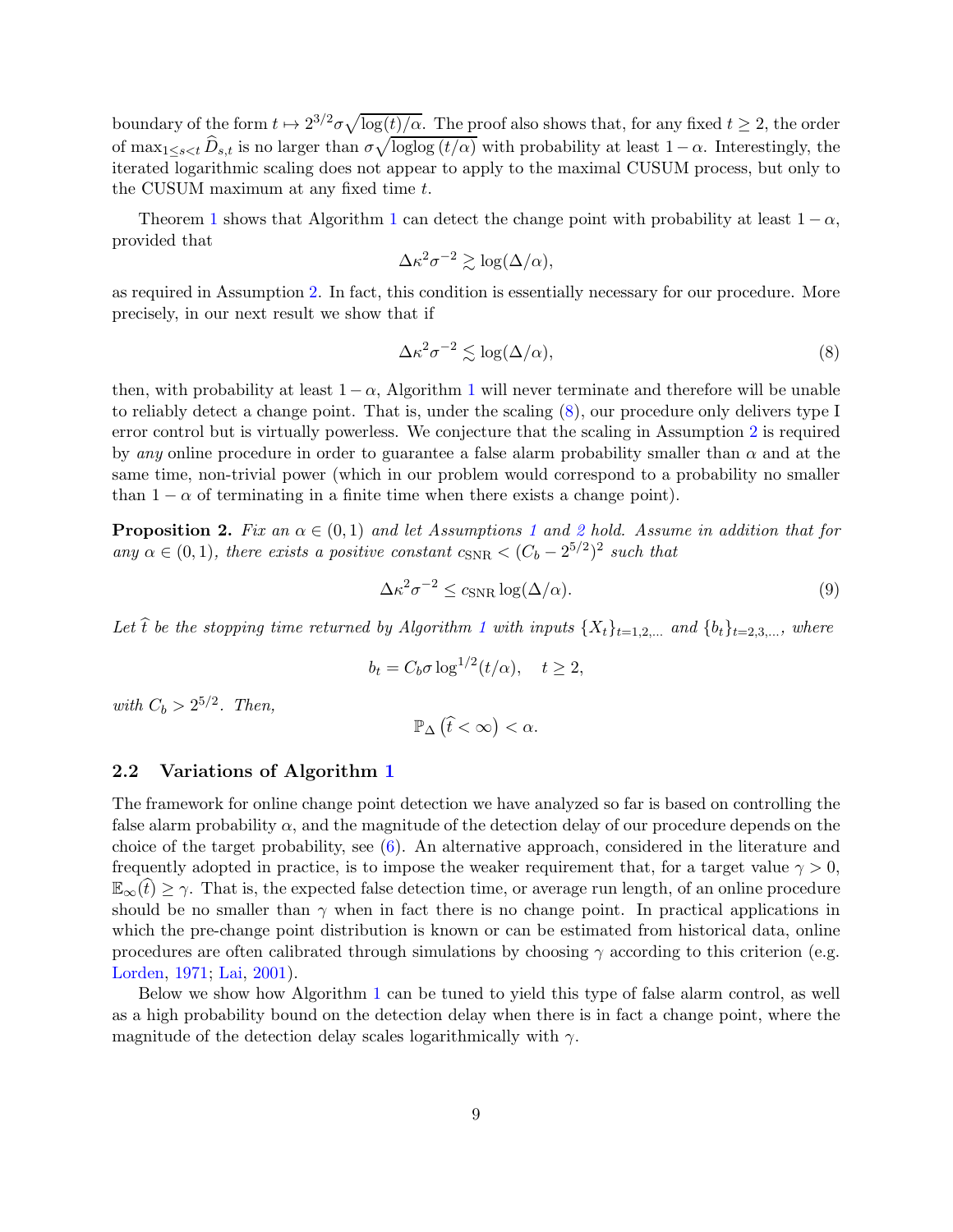boundary of the form $t \mapsto 2^{3/2}\sigma\sqrt{\log(t)/\alpha}$. The proof also shows that, for any fixed $t \geq 2$, the order of $\max_{1 \leq s < t} \widehat{D}_{s,t}$ is no larger than $\sigma\sqrt{\text{loglog}\,(t/\alpha)}$ with probability at least $1-\alpha$. Interestingly, the iterated logarithmic scaling does not appear to apply to the maximal CUSUM process, but only to the CUSUM maximum at any fixed time $t$.

Theorem 1 shows that Algorithm 1 can detect the change point with probability at least $1-\alpha$, provided that

$$\Delta\kappa^2\sigma^{-2} \gtrsim \log(\Delta/\alpha),$$

as required in Assumption 2. In fact, this condition is essentially necessary for our procedure. More precisely, in our next result we show that if

$$\Delta\kappa^2\sigma^{-2} \lesssim \log(\Delta/\alpha), \tag{8}$$

then, with probability at least $1-\alpha$, Algorithm 1 will never terminate and therefore will be unable to reliably detect a change point. That is, under the scaling (8), our procedure only delivers type I error control but is virtually powerless. We conjecture that the scaling in Assumption 2 is required by *any* online procedure in order to guarantee a false alarm probability smaller than $\alpha$ and at the same time, non-trivial power (which in our problem would correspond to a probability no smaller than $1-\alpha$ of terminating in a finite time when there exists a change point).

**Proposition 2.** *Fix an $\alpha \in (0,1)$ and let Assumptions 1 and 2 hold. Assume in addition that for any $\alpha \in (0,1)$, there exists a positive constant $c_{\text{SNR}} < (C_b - 2^{5/2})^2$ such that*

$$\Delta\kappa^2\sigma^{-2} \leq c_{\text{SNR}} \log(\Delta/\alpha). \tag{9}$$

*Let $\widehat{t}$ be the stopping time returned by Algorithm 1 with inputs $\{X_t\}_{t=1,2,\ldots}$ and $\{b_t\}_{t=2,3,\ldots}$, where*

$$b_t = C_b\sigma\log^{1/2}(t/\alpha), \quad t \geq 2,$$

*with $C_b > 2^{5/2}$. Then,*

$$\mathbb{P}_\Delta\left(\widehat{t} < \infty\right) < \alpha.$$

### 2.2 Variations of Algorithm 1

The framework for online change point detection we have analyzed so far is based on controlling the false alarm probability $\alpha$, and the magnitude of the detection delay of our procedure depends on the choice of the target probability, see (6). An alternative approach, considered in the literature and frequently adopted in practice, is to impose the weaker requirement that, for a target value $\gamma > 0$, $\mathbb{E}_\infty(\widehat{t}) \geq \gamma$. That is, the expected false detection time, or average run length, of an online procedure should be no smaller than $\gamma$ when in fact there is no change point. In practical applications in which the pre-change point distribution is known or can be estimated from historical data, online procedures are often calibrated through simulations by choosing $\gamma$ according to this criterion (e.g. Lorden, 1971; Lai, 2001).

Below we show how Algorithm 1 can be tuned to yield this type of false alarm control, as well as a high probability bound on the detection delay when there is in fact a change point, where the magnitude of the detection delay scales logarithmically with $\gamma$.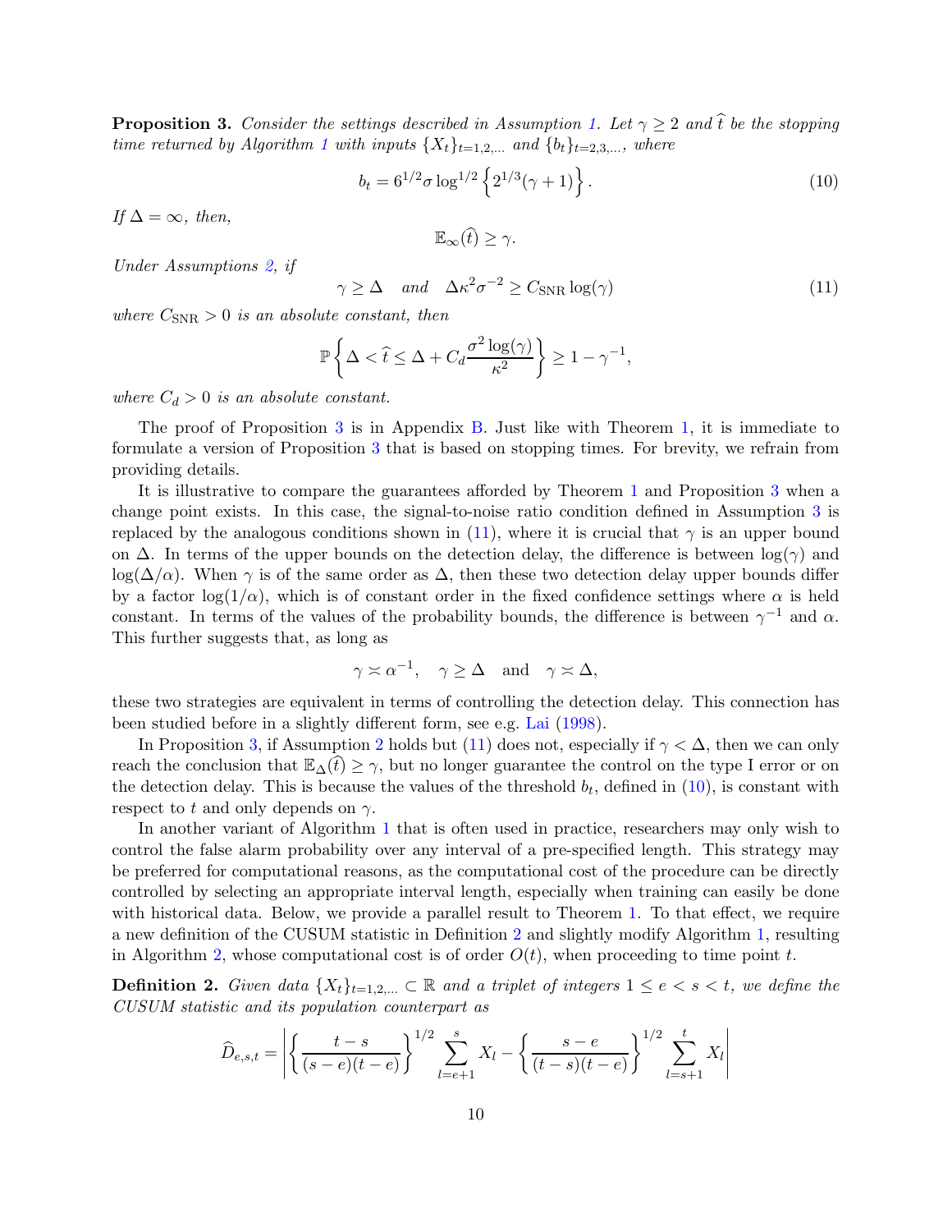**Proposition 3.** *Consider the settings described in Assumption 1. Let $\gamma \geq 2$ and $\widehat{t}$ be the stopping time returned by Algorithm 1 with inputs $\{X_t\}_{t=1,2,\ldots}$ and $\{b_t\}_{t=2,3,\ldots}$, where*

$$b_t = 6^{1/2}\sigma \log^{1/2}\left\{2^{1/3}(\gamma+1)\right\}. \tag{10}$$

*If $\Delta = \infty$, then,*

$$\mathbb{E}_\infty(\widehat{t}) \geq \gamma.$$

*Under Assumptions 2, if*

$$\gamma \geq \Delta \quad \text{and} \quad \Delta\kappa^2\sigma^{-2} \geq C_{\mathrm{SNR}} \log(\gamma) \tag{11}$$

*where $C_{\mathrm{SNR}} > 0$ is an absolute constant, then*

$$\mathbb{P}\left\{\Delta < \widehat{t} \leq \Delta + C_d \frac{\sigma^2 \log(\gamma)}{\kappa^2}\right\} \geq 1 - \gamma^{-1},$$

*where $C_d > 0$ is an absolute constant.*

The proof of Proposition 3 is in Appendix B. Just like with Theorem 1, it is immediate to formulate a version of Proposition 3 that is based on stopping times. For brevity, we refrain from providing details.

It is illustrative to compare the guarantees afforded by Theorem 1 and Proposition 3 when a change point exists. In this case, the signal-to-noise ratio condition defined in Assumption 3 is replaced by the analogous conditions shown in (11), where it is crucial that $\gamma$ is an upper bound on $\Delta$. In terms of the upper bounds on the detection delay, the difference is between $\log(\gamma)$ and $\log(\Delta/\alpha)$. When $\gamma$ is of the same order as $\Delta$, then these two detection delay upper bounds differ by a factor $\log(1/\alpha)$, which is of constant order in the fixed confidence settings where $\alpha$ is held constant. In terms of the values of the probability bounds, the difference is between $\gamma^{-1}$ and $\alpha$. This further suggests that, as long as

$$\gamma \asymp \alpha^{-1}, \quad \gamma \geq \Delta \quad \text{and} \quad \gamma \asymp \Delta,$$

these two strategies are equivalent in terms of controlling the detection delay. This connection has been studied before in a slightly different form, see e.g. Lai (1998).

In Proposition 3, if Assumption 2 holds but (11) does not, especially if $\gamma < \Delta$, then we can only reach the conclusion that $\mathbb{E}_\Delta(\widehat{t}) \geq \gamma$, but no longer guarantee the control on the type I error or on the detection delay. This is because the values of the threshold $b_t$, defined in (10), is constant with respect to $t$ and only depends on $\gamma$.

In another variant of Algorithm 1 that is often used in practice, researchers may only wish to control the false alarm probability over any interval of a pre-specified length. This strategy may be preferred for computational reasons, as the computational cost of the procedure can be directly controlled by selecting an appropriate interval length, especially when training can easily be done with historical data. Below, we provide a parallel result to Theorem 1. To that effect, we require a new definition of the CUSUM statistic in Definition 2 and slightly modify Algorithm 1, resulting in Algorithm 2, whose computational cost is of order $O(t)$, when proceeding to time point $t$.

**Definition 2.** *Given data $\{X_t\}_{t=1,2,\ldots} \subset \mathbb{R}$ and a triplet of integers $1 \leq e < s < t$, we define the CUSUM statistic and its population counterpart as*

$$\widehat{D}_{e,s,t} = \left|\left\{\frac{t-s}{(s-e)(t-e)}\right\}^{1/2} \sum_{l=e+1}^{s} X_l - \left\{\frac{s-e}{(t-s)(t-e)}\right\}^{1/2} \sum_{l=s+1}^{t} X_l\right|$$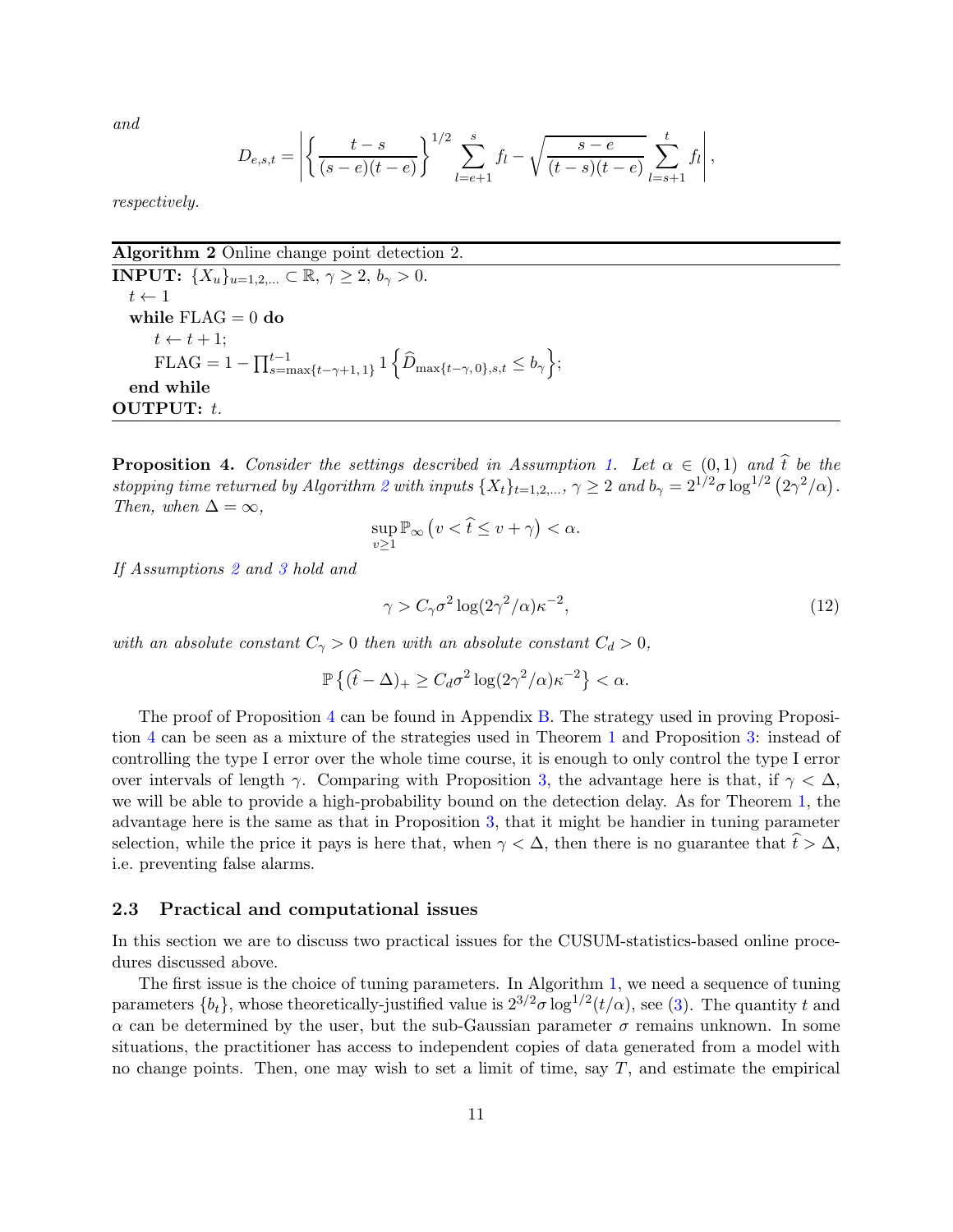*and*

$$D_{e,s,t} = \left| \left\{ \frac{t-s}{(s-e)(t-e)} \right\}^{1/2} \sum_{l=e+1}^{s} f_l - \sqrt{\frac{s-e}{(t-s)(t-e)}} \sum_{l=s+1}^{t} f_l \right|,$$

*respectively.*

---

**Algorithm 2** Online change point detection 2.

---

**INPUT:** $\{X_u\}_{u=1,2,\ldots} \subset \mathbb{R}$, $\gamma \geq 2$, $b_\gamma > 0$.

  $t \leftarrow 1$

  **while** FLAG $= 0$ **do**

    $t \leftarrow t + 1$;

    FLAG $= 1 - \prod_{s=\max\{t-\gamma+1,\,1\}}^{t-1} 1\left\{\widehat{D}_{\max\{t-\gamma,\,0\},s,t} \leq b_\gamma\right\}$;

  **end while**

**OUTPUT:** $t$.

---

**Proposition 4.** *Consider the settings described in Assumption 1. Let $\alpha \in (0,1)$ and $\widehat{t}$ be the stopping time returned by Algorithm 2 with inputs $\{X_t\}_{t=1,2,\ldots}$, $\gamma \geq 2$ and $b_\gamma = 2^{1/2}\sigma \log^{1/2}\left(2\gamma^2/\alpha\right)$. Then, when $\Delta = \infty$,*

$$\sup_{v \geq 1} \mathbb{P}_\infty\left(v < \widehat{t} \leq v + \gamma\right) < \alpha.$$

*If Assumptions 2 and 3 hold and*

$$\gamma > C_\gamma \sigma^2 \log(2\gamma^2/\alpha)\kappa^{-2}, \tag{12}$$

*with an absolute constant $C_\gamma > 0$ then with an absolute constant $C_d > 0$,*

$$\mathbb{P}\left\{(\widehat{t} - \Delta)_+ \geq C_d \sigma^2 \log(2\gamma^2/\alpha)\kappa^{-2}\right\} < \alpha.$$

The proof of Proposition 4 can be found in Appendix B. The strategy used in proving Proposition 4 can be seen as a mixture of the strategies used in Theorem 1 and Proposition 3: instead of controlling the type I error over the whole time course, it is enough to only control the type I error over intervals of length $\gamma$. Comparing with Proposition 3, the advantage here is that, if $\gamma < \Delta$, we will be able to provide a high-probability bound on the detection delay. As for Theorem 1, the advantage here is the same as that in Proposition 3, that it might be handier in tuning parameter selection, while the price it pays is here that, when $\gamma < \Delta$, then there is no guarantee that $\widehat{t} > \Delta$, i.e. preventing false alarms.

### 2.3 Practical and computational issues

In this section we are to discuss two practical issues for the CUSUM-statistics-based online procedures discussed above.

The first issue is the choice of tuning parameters. In Algorithm 1, we need a sequence of tuning parameters $\{b_t\}$, whose theoretically-justified value is $2^{3/2}\sigma \log^{1/2}(t/\alpha)$, see (3). The quantity $t$ and $\alpha$ can be determined by the user, but the sub-Gaussian parameter $\sigma$ remains unknown. In some situations, the practitioner has access to independent copies of data generated from a model with no change points. Then, one may wish to set a limit of time, say $T$, and estimate the empirical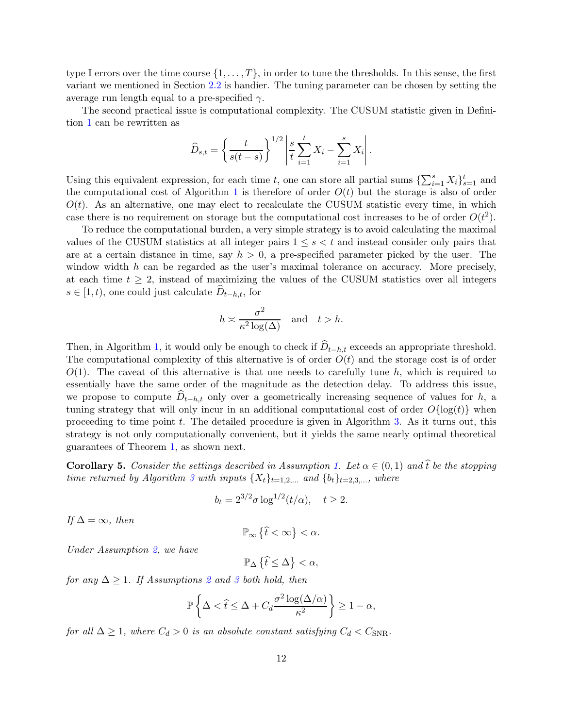type I errors over the time course $\{1, \ldots, T\}$, in order to tune the thresholds. In this sense, the first variant we mentioned in Section 2.2 is handier. The tuning parameter can be chosen by setting the average run length equal to a pre-specified $\gamma$.

The second practical issue is computational complexity. The CUSUM statistic given in Definition 1 can be rewritten as

$$\widehat{D}_{s,t} = \left\{ \frac{t}{s(t-s)} \right\}^{1/2} \left| \frac{s}{t} \sum_{i=1}^{t} X_i - \sum_{i=1}^{s} X_i \right|.$$

Using this equivalent expression, for each time $t$, one can store all partial sums $\{\sum_{i=1}^{s} X_i\}_{s=1}^{t}$ and the computational cost of Algorithm 1 is therefore of order $O(t)$ but the storage is also of order $O(t)$. As an alternative, one may elect to recalculate the CUSUM statistic every time, in which case there is no requirement on storage but the computational cost increases to be of order $O(t^2)$.

To reduce the computational burden, a very simple strategy is to avoid calculating the maximal values of the CUSUM statistics at all integer pairs $1 \leq s < t$ and instead consider only pairs that are at a certain distance in time, say $h > 0$, a pre-specified parameter picked by the user. The window width $h$ can be regarded as the user's maximal tolerance on accuracy. More precisely, at each time $t \geq 2$, instead of maximizing the values of the CUSUM statistics over all integers $s \in [1, t)$, one could just calculate $\widehat{D}_{t-h,t}$, for

$$h \asymp \frac{\sigma^2}{\kappa^2 \log(\Delta)} \quad \text{and} \quad t > h.$$

Then, in Algorithm 1, it would only be enough to check if $\widehat{D}_{t-h,t}$ exceeds an appropriate threshold. The computational complexity of this alternative is of order $O(t)$ and the storage cost is of order $O(1)$. The caveat of this alternative is that one needs to carefully tune $h$, which is required to essentially have the same order of the magnitude as the detection delay. To address this issue, we propose to compute $\widehat{D}_{t-h,t}$ only over a geometrically increasing sequence of values for $h$, a tuning strategy that will only incur in an additional computational cost of order $O\{\log(t)\}$ when proceeding to time point $t$. The detailed procedure is given in Algorithm 3. As it turns out, this strategy is not only computationally convenient, but it yields the same nearly optimal theoretical guarantees of Theorem 1, as shown next.

**Corollary 5.** *Consider the settings described in Assumption 1. Let $\alpha \in (0, 1)$ and $\widehat{t}$ be the stopping time returned by Algorithm 3 with inputs $\{X_t\}_{t=1,2,\ldots}$ and $\{b_t\}_{t=2,3,\ldots}$, where*

$$b_t = 2^{3/2} \sigma \log^{1/2}(t/\alpha), \quad t \geq 2.$$

*If $\Delta = \infty$, then*

$$\mathbb{P}_\infty \left\{ \widehat{t} < \infty \right\} < \alpha.$$

*Under Assumption 2, we have*

$$\mathbb{P}_\Delta \left\{ \widehat{t} \leq \Delta \right\} < \alpha,$$

*for any $\Delta \geq 1$. If Assumptions 2 and 3 both hold, then*

$$\mathbb{P} \left\{ \Delta < \widehat{t} \leq \Delta + C_d \frac{\sigma^2 \log(\Delta/\alpha)}{\kappa^2} \right\} \geq 1 - \alpha,$$

*for all $\Delta \geq 1$, where $C_d > 0$ is an absolute constant satisfying $C_d < C_{\mathrm{SNR}}$.*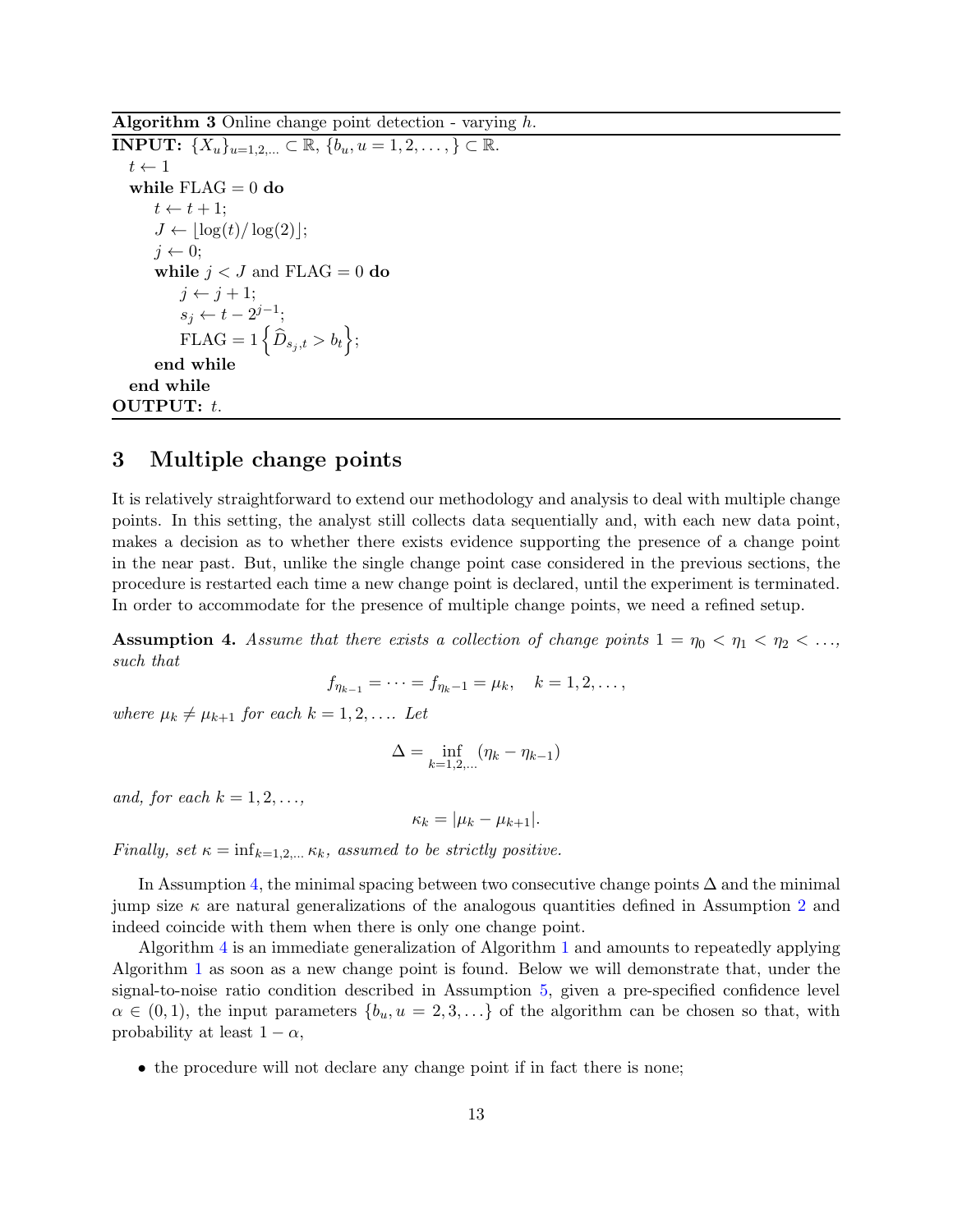**Algorithm 3** Online change point detection - varying $h$.

```
INPUT: {X_u}_{u=1,2,...} ⊂ ℝ, {b_u, u = 1, 2, ..., } ⊂ ℝ.
  t ← 1
  while FLAG = 0 do
      t ← t + 1;
      J ← ⌊log(t)/log(2)⌋;
      j ← 0;
      while j < J and FLAG = 0 do
          j ← j + 1;
          s_j ← t − 2^{j−1};
          FLAG = 1{ D̂_{s_j,t} > b_t };
      end while
  end while
OUTPUT: t.
```

## 3 Multiple change points

It is relatively straightforward to extend our methodology and analysis to deal with multiple change points. In this setting, the analyst still collects data sequentially and, with each new data point, makes a decision as to whether there exists evidence supporting the presence of a change point in the near past. But, unlike the single change point case considered in the previous sections, the procedure is restarted each time a new change point is declared, until the experiment is terminated. In order to accommodate for the presence of multiple change points, we need a refined setup.

**Assumption 4.** *Assume that there exists a collection of change points $1 = \eta_0 < \eta_1 < \eta_2 < \ldots$, such that*

$$f_{\eta_{k-1}} = \cdots = f_{\eta_k - 1} = \mu_k, \quad k = 1, 2, \ldots,$$

*where $\mu_k \neq \mu_{k+1}$ for each $k = 1, 2, \ldots$. Let*

$$\Delta = \inf_{k=1,2,\ldots} (\eta_k - \eta_{k-1})$$

*and, for each $k = 1, 2, \ldots$,*

$$\kappa_k = |\mu_k - \mu_{k+1}|.$$

*Finally, set $\kappa = \inf_{k=1,2,\ldots} \kappa_k$, assumed to be strictly positive.*

In Assumption 4, the minimal spacing between two consecutive change points $\Delta$ and the minimal jump size $\kappa$ are natural generalizations of the analogous quantities defined in Assumption 2 and indeed coincide with them when there is only one change point.

Algorithm 4 is an immediate generalization of Algorithm 1 and amounts to repeatedly applying Algorithm 1 as soon as a new change point is found. Below we will demonstrate that, under the signal-to-noise ratio condition described in Assumption 5, given a pre-specified confidence level $\alpha \in (0, 1)$, the input parameters $\{b_u, u = 2, 3, \ldots\}$ of the algorithm can be chosen so that, with probability at least $1 - \alpha$,

- the procedure will not declare any change point if in fact there is none;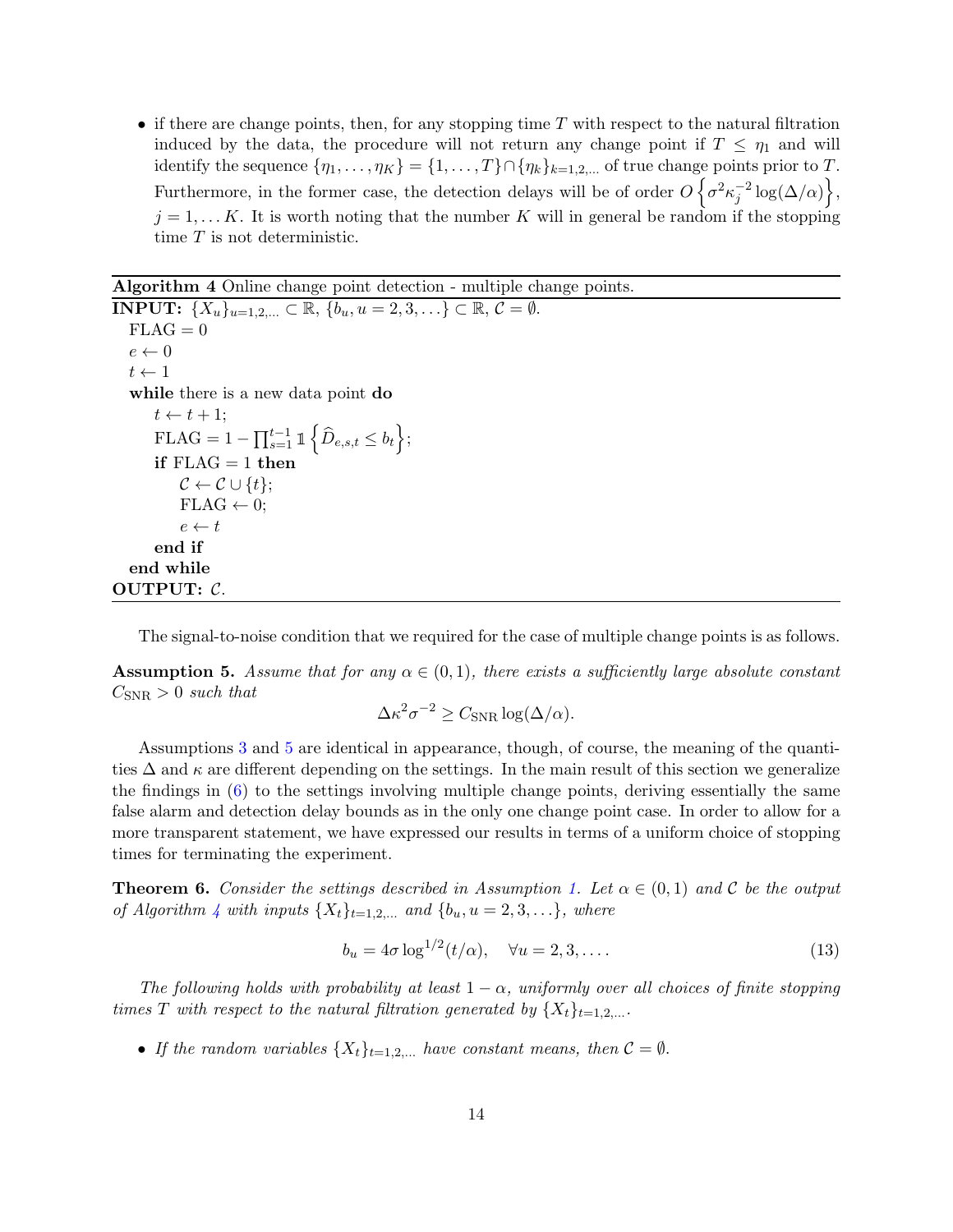- if there are change points, then, for any stopping time $T$ with respect to the natural filtration induced by the data, the procedure will not return any change point if $T \leq \eta_1$ and will identify the sequence $\{\eta_1, \ldots, \eta_K\} = \{1, \ldots, T\} \cap \{\eta_k\}_{k=1,2,\ldots}$ of true change points prior to $T$. Furthermore, in the former case, the detection delays will be of order $O\left\{\sigma^2 \kappa_j^{-2} \log(\Delta/\alpha)\right\}$, $j = 1, \ldots K$. It is worth noting that the number $K$ will in general be random if the stopping time $T$ is not deterministic.

---

**Algorithm 4** Online change point detection - multiple change points.

---

**INPUT:** $\{X_u\}_{u=1,2,\ldots} \subset \mathbb{R}$, $\{b_u, u = 2, 3, \ldots\} \subset \mathbb{R}$, $\mathcal{C} = \emptyset$.

```
FLAG = 0
e ← 0
t ← 1
while there is a new data point do
    t ← t + 1;
    FLAG = 1 − ∏_{s=1}^{t−1} 𝟙{ D̂_{e,s,t} ≤ b_t };
    if FLAG = 1 then
        C ← C ∪ {t};
        FLAG ← 0;
        e ← t
    end if
end while
```

**OUTPUT:** $\mathcal{C}$.

---

The signal-to-noise condition that we required for the case of multiple change points is as follows.

**Assumption 5.** *Assume that for any $\alpha \in (0, 1)$, there exists a sufficiently large absolute constant $C_{\mathrm{SNR}} > 0$ such that*

$$\Delta \kappa^2 \sigma^{-2} \geq C_{\mathrm{SNR}} \log(\Delta/\alpha).$$

Assumptions 3 and 5 are identical in appearance, though, of course, the meaning of the quantities $\Delta$ and $\kappa$ are different depending on the settings. In the main result of this section we generalize the findings in (6) to the settings involving multiple change points, deriving essentially the same false alarm and detection delay bounds as in the only one change point case. In order to allow for a more transparent statement, we have expressed our results in terms of a uniform choice of stopping times for terminating the experiment.

**Theorem 6.** *Consider the settings described in Assumption 1. Let $\alpha \in (0, 1)$ and $\mathcal{C}$ be the output of Algorithm 4 with inputs $\{X_t\}_{t=1,2,\ldots}$ and $\{b_u, u = 2, 3, \ldots\}$, where*

$$b_u = 4\sigma \log^{1/2}(t/\alpha), \quad \forall u = 2, 3, \ldots. \tag{13}$$

*The following holds with probability at least $1 - \alpha$, uniformly over all choices of finite stopping times $T$ with respect to the natural filtration generated by $\{X_t\}_{t=1,2,\ldots}$.*

- *If the random variables $\{X_t\}_{t=1,2,\ldots}$ have constant means, then $\mathcal{C} = \emptyset$.*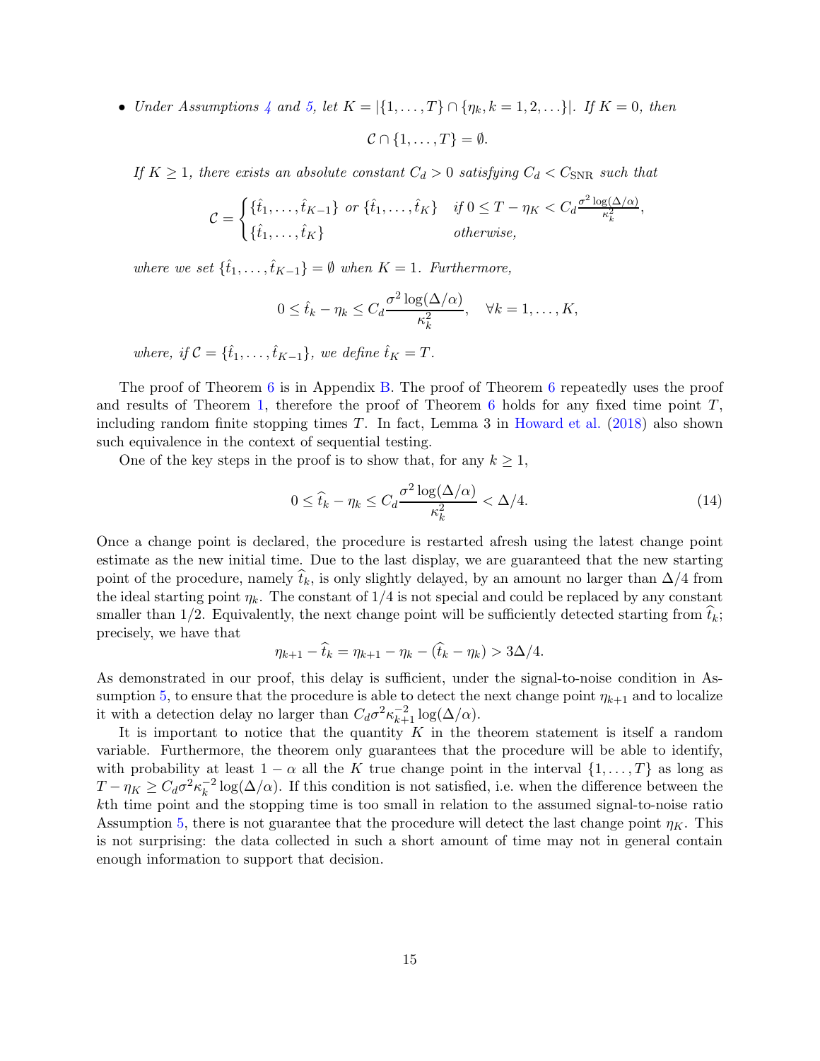- *Under Assumptions 4 and 5, let $K = |\{1, \ldots, T\} \cap \{\eta_k, k = 1, 2, \ldots\}|$. If $K = 0$, then*

$$\mathcal{C} \cap \{1, \ldots, T\} = \emptyset.$$

  *If $K \geq 1$, there exists an absolute constant $C_d > 0$ satisfying $C_d < C_{\mathrm{SNR}}$ such that*

$$\mathcal{C} = \begin{cases} \{\hat{t}_1, \ldots, \hat{t}_{K-1}\} \text{ or } \{\hat{t}_1, \ldots, \hat{t}_K\} & \text{if } 0 \leq T - \eta_K < C_d \frac{\sigma^2 \log(\Delta/\alpha)}{\kappa_k^2}, \\ \{\hat{t}_1, \ldots, \hat{t}_K\} & \text{otherwise,} \end{cases}$$

  *where we set $\{\hat{t}_1, \ldots, \hat{t}_{K-1}\} = \emptyset$ when $K = 1$. Furthermore,*

$$0 \leq \hat{t}_k - \eta_k \leq C_d \frac{\sigma^2 \log(\Delta/\alpha)}{\kappa_k^2}, \quad \forall k = 1, \ldots, K,$$

  *where, if $\mathcal{C} = \{\hat{t}_1, \ldots, \hat{t}_{K-1}\}$, we define $\hat{t}_K = T$.*

The proof of Theorem 6 is in Appendix B. The proof of Theorem 6 repeatedly uses the proof and results of Theorem 1, therefore the proof of Theorem 6 holds for any fixed time point $T$, including random finite stopping times $T$. In fact, Lemma 3 in Howard et al. (2018) also shown such equivalence in the context of sequential testing.

One of the key steps in the proof is to show that, for any $k \geq 1$,

$$0 \leq \widehat{t}_k - \eta_k \leq C_d \frac{\sigma^2 \log(\Delta/\alpha)}{\kappa_k^2} < \Delta/4. \tag{14}$$

Once a change point is declared, the procedure is restarted afresh using the latest change point estimate as the new initial time. Due to the last display, we are guaranteed that the new starting point of the procedure, namely $\widehat{t}_k$, is only slightly delayed, by an amount no larger than $\Delta/4$ from the ideal starting point $\eta_k$. The constant of $1/4$ is not special and could be replaced by any constant smaller than $1/2$. Equivalently, the next change point will be sufficiently detected starting from $\widehat{t}_k$; precisely, we have that

$$\eta_{k+1} - \widehat{t}_k = \eta_{k+1} - \eta_k - (\widehat{t}_k - \eta_k) > 3\Delta/4.$$

As demonstrated in our proof, this delay is sufficient, under the signal-to-noise condition in Assumption 5, to ensure that the procedure is able to detect the next change point $\eta_{k+1}$ and to localize it with a detection delay no larger than $C_d \sigma^2 \kappa_{k+1}^{-2} \log(\Delta/\alpha)$.

It is important to notice that the quantity $K$ in the theorem statement is itself a random variable. Furthermore, the theorem only guarantees that the procedure will be able to identify, with probability at least $1 - \alpha$ all the $K$ true change point in the interval $\{1, \ldots, T\}$ as long as $T - \eta_K \geq C_d \sigma^2 \kappa_k^{-2} \log(\Delta/\alpha)$. If this condition is not satisfied, i.e. when the difference between the $k$th time point and the stopping time is too small in relation to the assumed signal-to-noise ratio Assumption 5, there is not guarantee that the procedure will detect the last change point $\eta_K$. This is not surprising: the data collected in such a short amount of time may not in general contain enough information to support that decision.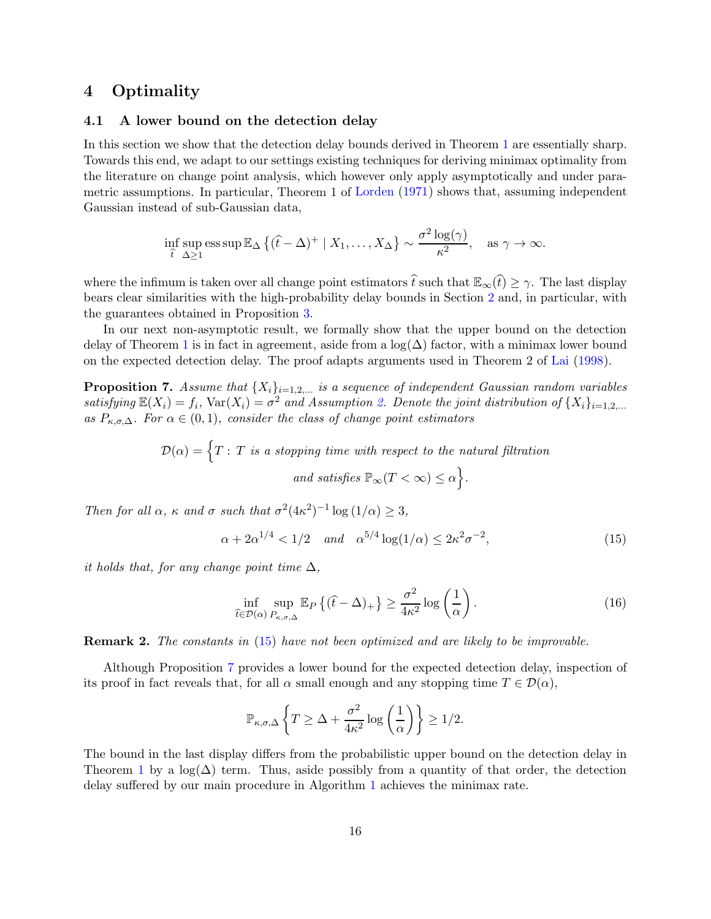## 4 Optimality

### 4.1 A lower bound on the detection delay

In this section we show that the detection delay bounds derived in Theorem 1 are essentially sharp. Towards this end, we adapt to our settings existing techniques for deriving minimax optimality from the literature on change point analysis, which however only apply asymptotically and under parametric assumptions. In particular, Theorem 1 of Lorden (1971) shows that, assuming independent Gaussian instead of sub-Gaussian data,

$$\inf_{\widehat{t}} \sup_{\Delta \geq 1} \operatorname{ess\,sup} \mathbb{E}_{\Delta} \left\{ (\widehat{t} - \Delta)^{+} \mid X_1, \ldots, X_{\Delta} \right\} \sim \frac{\sigma^2 \log(\gamma)}{\kappa^2}, \quad \text{as } \gamma \to \infty.$$

where the infimum is taken over all change point estimators $\widehat{t}$ such that $\mathbb{E}_{\infty}(\widehat{t}) \geq \gamma$. The last display bears clear similarities with the high-probability delay bounds in Section 2 and, in particular, with the guarantees obtained in Proposition 3.

In our next non-asymptotic result, we formally show that the upper bound on the detection delay of Theorem 1 is in fact in agreement, aside from a $\log(\Delta)$ factor, with a minimax lower bound on the expected detection delay. The proof adapts arguments used in Theorem 2 of Lai (1998).

**Proposition 7.** *Assume that $\{X_i\}_{i=1,2,\ldots}$ is a sequence of independent Gaussian random variables satisfying $\mathbb{E}(X_i) = f_i$, $\mathrm{Var}(X_i) = \sigma^2$ and Assumption 2. Denote the joint distribution of $\{X_i\}_{i=1,2,\ldots}$ as $P_{\kappa,\sigma,\Delta}$. For $\alpha \in (0,1)$, consider the class of change point estimators*

$$\mathcal{D}(\alpha) = \Big\{ T : T \text{ is a stopping time with respect to the natural filtration and satisfies } \mathbb{P}_{\infty}(T < \infty) \leq \alpha \Big\}.$$

*Then for all $\alpha$, $\kappa$ and $\sigma$ such that $\sigma^2 (4\kappa^2)^{-1} \log(1/\alpha) \geq 3$,*

$$\alpha + 2\alpha^{1/4} < 1/2 \quad \text{and} \quad \alpha^{5/4} \log(1/\alpha) \leq 2\kappa^2 \sigma^{-2}, \tag{15}$$

*it holds that, for any change point time $\Delta$,*

$$\inf_{\widehat{t} \in \mathcal{D}(\alpha)} \sup_{P_{\kappa,\sigma,\Delta}} \mathbb{E}_P \left\{ (\widehat{t} - \Delta)_{+} \right\} \geq \frac{\sigma^2}{4\kappa^2} \log\left(\frac{1}{\alpha}\right). \tag{16}$$

**Remark 2.** *The constants in (15) have not been optimized and are likely to be improvable.*

Although Proposition 7 provides a lower bound for the expected detection delay, inspection of its proof in fact reveals that, for all $\alpha$ small enough and any stopping time $T \in \mathcal{D}(\alpha)$,

$$\mathbb{P}_{\kappa,\sigma,\Delta} \left\{ T \geq \Delta + \frac{\sigma^2}{4\kappa^2} \log\left(\frac{1}{\alpha}\right) \right\} \geq 1/2.$$

The bound in the last display differs from the probabilistic upper bound on the detection delay in Theorem 1 by a $\log(\Delta)$ term. Thus, aside possibly from a quantity of that order, the detection delay suffered by our main procedure in Algorithm 1 achieves the minimax rate.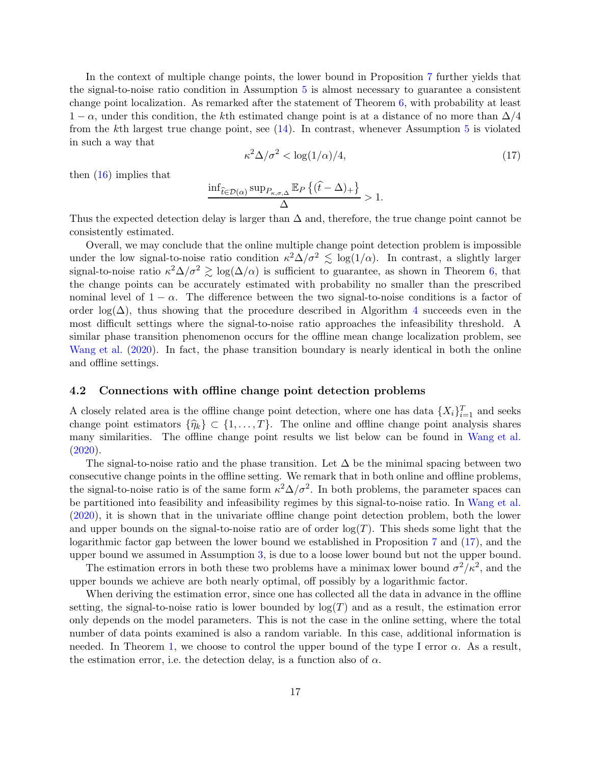In the context of multiple change points, the lower bound in Proposition 7 further yields that the signal-to-noise ratio condition in Assumption 5 is almost necessary to guarantee a consistent change point localization. As remarked after the statement of Theorem 6, with probability at least $1 - \alpha$, under this condition, the $k$th estimated change point is at a distance of no more than $\Delta/4$ from the $k$th largest true change point, see (14). In contrast, whenever Assumption 5 is violated in such a way that

$$\kappa^2 \Delta/\sigma^2 < \log(1/\alpha)/4, \tag{17}$$

then (16) implies that

$$\frac{\inf_{\widehat{t} \in \mathcal{D}(\alpha)} \sup_{P_{\kappa,\sigma,\Delta}} \mathbb{E}_P \left\{ (\widehat{t} - \Delta)_+ \right\}}{\Delta} > 1.$$

Thus the expected detection delay is larger than $\Delta$ and, therefore, the true change point cannot be consistently estimated.

Overall, we may conclude that the online multiple change point detection problem is impossible under the low signal-to-noise ratio condition $\kappa^2\Delta/\sigma^2 \lesssim \log(1/\alpha)$. In contrast, a slightly larger signal-to-noise ratio $\kappa^2\Delta/\sigma^2 \gtrsim \log(\Delta/\alpha)$ is sufficient to guarantee, as shown in Theorem 6, that the change points can be accurately estimated with probability no smaller than the prescribed nominal level of $1 - \alpha$. The difference between the two signal-to-noise conditions is a factor of order $\log(\Delta)$, thus showing that the procedure described in Algorithm 4 succeeds even in the most difficult settings where the signal-to-noise ratio approaches the infeasibility threshold. A similar phase transition phenomenon occurs for the offline mean change localization problem, see Wang et al. (2020). In fact, the phase transition boundary is nearly identical in both the online and offline settings.

### 4.2 Connections with offline change point detection problems

A closely related area is the offline change point detection, where one has data $\{X_i\}_{i=1}^T$ and seeks change point estimators $\{\widehat{\eta}_k\} \subset \{1, \ldots, T\}$. The online and offline change point analysis shares many similarities. The offline change point results we list below can be found in Wang et al. (2020).

The signal-to-noise ratio and the phase transition. Let $\Delta$ be the minimal spacing between two consecutive change points in the offline setting. We remark that in both online and offline problems, the signal-to-noise ratio is of the same form $\kappa^2\Delta/\sigma^2$. In both problems, the parameter spaces can be partitioned into feasibility and infeasibility regimes by this signal-to-noise ratio. In Wang et al. (2020), it is shown that in the univariate offline change point detection problem, both the lower and upper bounds on the signal-to-noise ratio are of order $\log(T)$. This sheds some light that the logarithmic factor gap between the lower bound we established in Proposition 7 and (17), and the upper bound we assumed in Assumption 3, is due to a loose lower bound but not the upper bound.

The estimation errors in both these two problems have a minimax lower bound $\sigma^2/\kappa^2$, and the upper bounds we achieve are both nearly optimal, off possibly by a logarithmic factor.

When deriving the estimation error, since one has collected all the data in advance in the offline setting, the signal-to-noise ratio is lower bounded by $\log(T)$ and as a result, the estimation error only depends on the model parameters. This is not the case in the online setting, where the total number of data points examined is also a random variable. In this case, additional information is needed. In Theorem 1, we choose to control the upper bound of the type I error $\alpha$. As a result, the estimation error, i.e. the detection delay, is a function also of $\alpha$.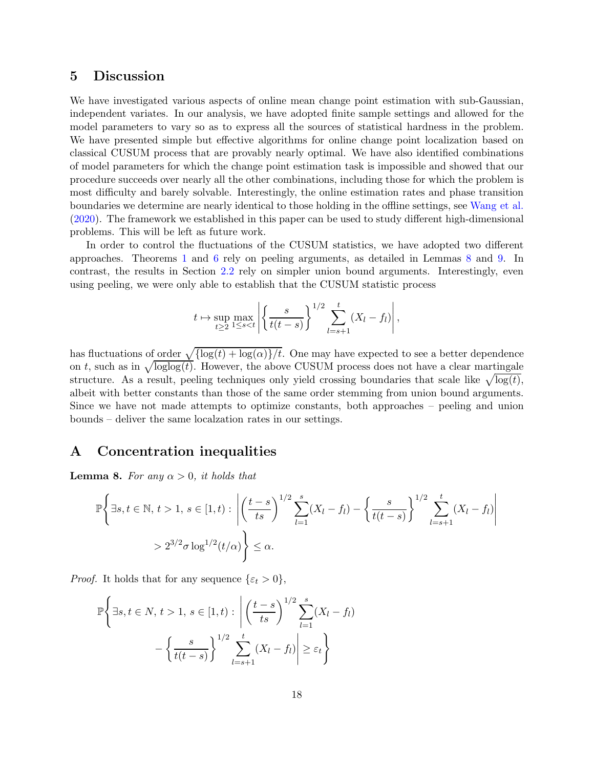## 5 Discussion

We have investigated various aspects of online mean change point estimation with sub-Gaussian, independent variates. In our analysis, we have adopted finite sample settings and allowed for the model parameters to vary so as to express all the sources of statistical hardness in the problem. We have presented simple but effective algorithms for online change point localization based on classical CUSUM process that are provably nearly optimal. We have also identified combinations of model parameters for which the change point estimation task is impossible and showed that our procedure succeeds over nearly all the other combinations, including those for which the problem is most difficulty and barely solvable. Interestingly, the online estimation rates and phase transition boundaries we determine are nearly identical to those holding in the offline settings, see Wang et al. (2020). The framework we established in this paper can be used to study different high-dimensional problems. This will be left as future work.

In order to control the fluctuations of the CUSUM statistics, we have adopted two different approaches. Theorems 1 and 6 rely on peeling arguments, as detailed in Lemmas 8 and 9. In contrast, the results in Section 2.2 rely on simpler union bound arguments. Interestingly, even using peeling, we were only able to establish that the CUSUM statistic process

$$t \mapsto \sup_{t \geq 2} \max_{1 \leq s < t} \left| \left\{ \frac{s}{t(t-s)} \right\}^{1/2} \sum_{l=s+1}^{t} (X_l - f_l) \right|,$$

has fluctuations of order $\sqrt{\{\log(t) + \log(\alpha)\}/t}$. One may have expected to see a better dependence on $t$, such as in $\sqrt{\mathrm{loglog}(t)}$. However, the above CUSUM process does not have a clear martingale structure. As a result, peeling techniques only yield crossing boundaries that scale like $\sqrt{\log(t)}$, albeit with better constants than those of the same order stemming from union bound arguments. Since we have not made attempts to optimize constants, both approaches – peeling and union bounds – deliver the same localzation rates in our settings.

## A Concentration inequalities

**Lemma 8.** *For any $\alpha > 0$, it holds that*

$$\mathbb{P}\Bigg\{ \exists s, t \in \mathbb{N},\, t > 1,\, s \in [1, t) : \left| \left( \frac{t-s}{ts} \right)^{1/2} \sum_{l=1}^{s} (X_l - f_l) - \left\{ \frac{s}{t(t-s)} \right\}^{1/2} \sum_{l=s+1}^{t} (X_l - f_l) \right| > 2^{3/2} \sigma \log^{1/2}(t/\alpha) \Bigg\} \leq \alpha.$$

*Proof.* It holds that for any sequence $\{\varepsilon_t > 0\}$,

$$\mathbb{P}\Bigg\{ \exists s, t \in N,\, t > 1,\, s \in [1, t) : \left| \left( \frac{t-s}{ts} \right)^{1/2} \sum_{l=1}^{s} (X_l - f_l) - \left\{ \frac{s}{t(t-s)} \right\}^{1/2} \sum_{l=s+1}^{t} (X_l - f_l) \right| \geq \varepsilon_t \Bigg\}$$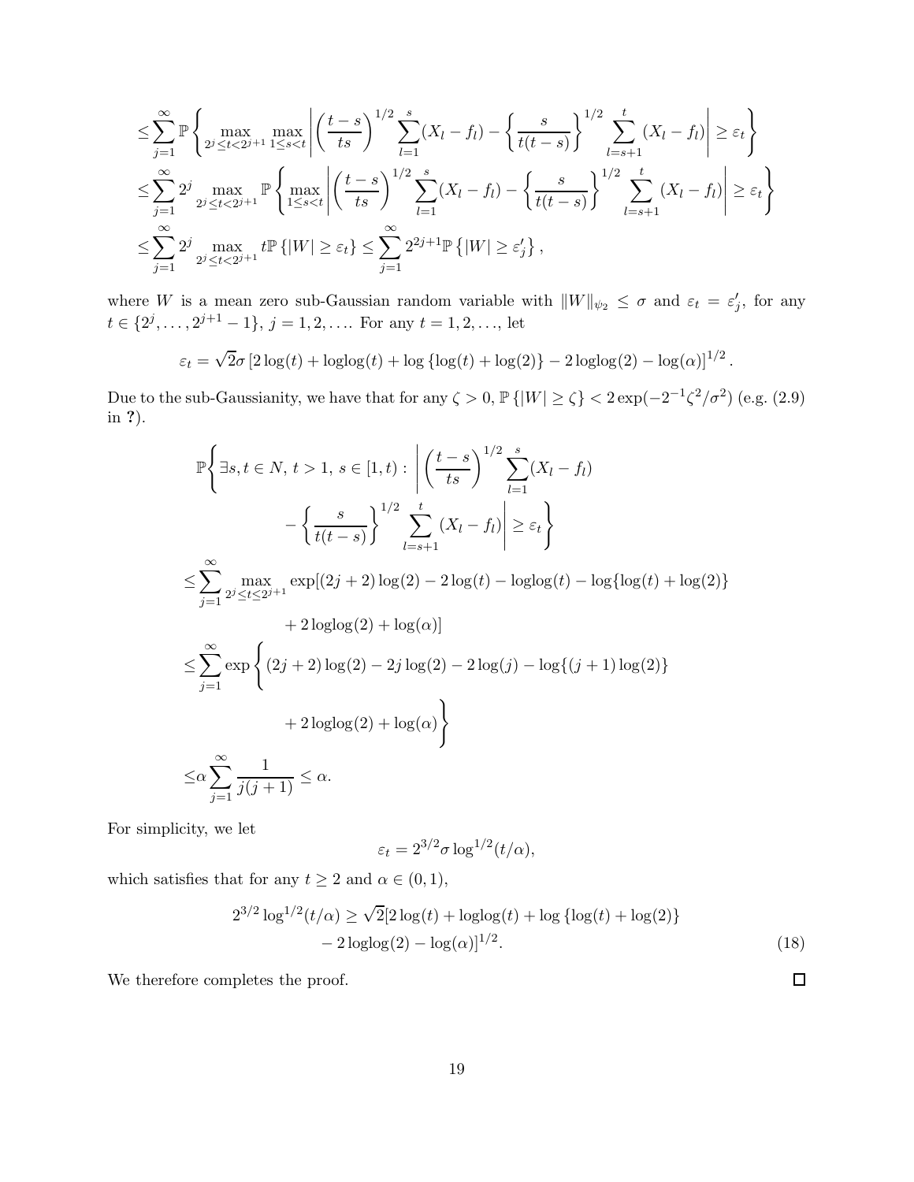$$
\begin{aligned}
&\leq \sum_{j=1}^{\infty} \mathbb{P}\left\{ \max_{2^j \leq t < 2^{j+1}} \max_{1 \leq s < t} \left| \left(\frac{t-s}{ts}\right)^{1/2} \sum_{l=1}^{s} (X_l - f_l) - \left\{\frac{s}{t(t-s)}\right\}^{1/2} \sum_{l=s+1}^{t} (X_l - f_l) \right| \geq \varepsilon_t \right\} \\
&\leq \sum_{j=1}^{\infty} 2^j \max_{2^j \leq t < 2^{j+1}} \mathbb{P}\left\{ \max_{1 \leq s < t} \left| \left(\frac{t-s}{ts}\right)^{1/2} \sum_{l=1}^{s} (X_l - f_l) - \left\{\frac{s}{t(t-s)}\right\}^{1/2} \sum_{l=s+1}^{t} (X_l - f_l) \right| \geq \varepsilon_t \right\} \\
&\leq \sum_{j=1}^{\infty} 2^j \max_{2^j \leq t < 2^{j+1}} t \mathbb{P}\left\{ |W| \geq \varepsilon_t \right\} \leq \sum_{j=1}^{\infty} 2^{2j+1} \mathbb{P}\left\{ |W| \geq \varepsilon'_j \right\},
\end{aligned}
$$

where $W$ is a mean zero sub-Gaussian random variable with $\|W\|_{\psi_2} \leq \sigma$ and $\varepsilon_t = \varepsilon'_j$, for any $t \in \{2^j, \ldots, 2^{j+1} - 1\}$, $j = 1, 2, \ldots$. For any $t = 1, 2, \ldots$, let

$$
\varepsilon_t = \sqrt{2}\sigma \left[2\log(t) + \operatorname{loglog}(t) + \log\{\log(t) + \log(2)\} - 2\operatorname{loglog}(2) - \log(\alpha)\right]^{1/2}.
$$

Due to the sub-Gaussianity, we have that for any $\zeta > 0$, $\mathbb{P}\{|W| \geq \zeta\} < 2\exp(-2^{-1}\zeta^2/\sigma^2)$ (e.g. (2.9) in **?**).

$$
\begin{aligned}
&\mathbb{P}\Bigg\{ \exists s, t \in N,\ t > 1,\ s \in [1, t) : \left| \left(\frac{t-s}{ts}\right)^{1/2} \sum_{l=1}^{s} (X_l - f_l) \right. \\
&\qquad\qquad \left. - \left\{\frac{s}{t(t-s)}\right\}^{1/2} \sum_{l=s+1}^{t} (X_l - f_l) \right| \geq \varepsilon_t \Bigg\} \\
&\leq \sum_{j=1}^{\infty} \max_{2^j \leq t \leq 2^{j+1}} \exp[(2j+2)\log(2) - 2\log(t) - \operatorname{loglog}(t) - \log\{\log(t) + \log(2)\} \\
&\qquad\qquad + 2\operatorname{loglog}(2) + \log(\alpha)] \\
&\leq \sum_{j=1}^{\infty} \exp\Bigg\{ (2j+2)\log(2) - 2j\log(2) - 2\log(j) - \log\{(j+1)\log(2)\} \\
&\qquad\qquad + 2\operatorname{loglog}(2) + \log(\alpha) \Bigg\} \\
&\leq \alpha \sum_{j=1}^{\infty} \frac{1}{j(j+1)} \leq \alpha.
\end{aligned}
$$

For simplicity, we let

$$
\varepsilon_t = 2^{3/2}\sigma \log^{1/2}(t/\alpha),
$$

which satisfies that for any $t \geq 2$ and $\alpha \in (0, 1)$,

$$
\begin{aligned}
2^{3/2}\log^{1/2}(t/\alpha) \geq \sqrt{2}[&2\log(t) + \operatorname{loglog}(t) + \log\{\log(t) + \log(2)\} \\
&- 2\operatorname{loglog}(2) - \log(\alpha)]^{1/2}. \qquad (18)
\end{aligned}
$$

We therefore completes the proof. □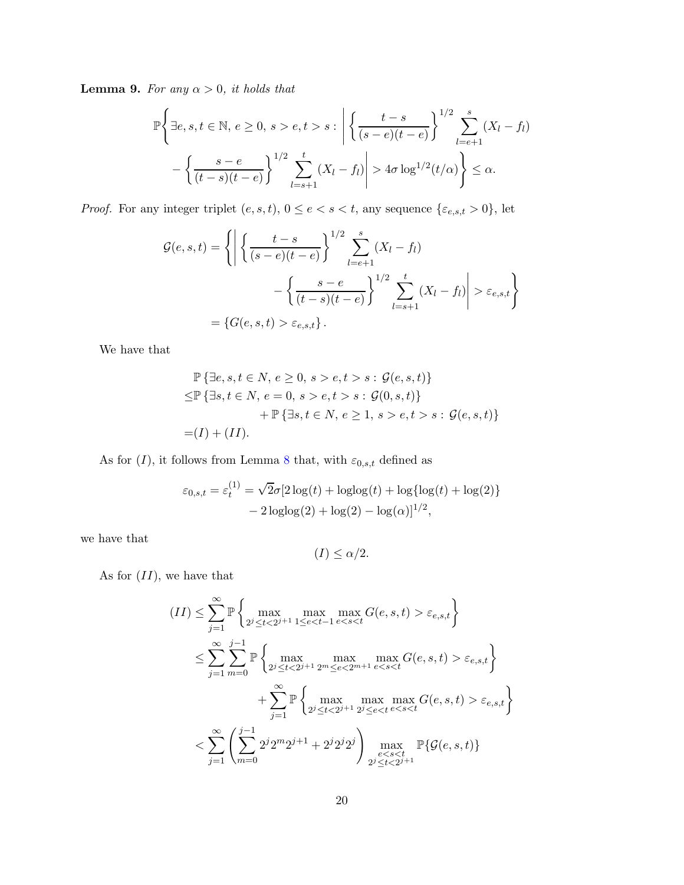**Lemma 9.** *For any $\alpha > 0$, it holds that*

$$\mathbb{P}\Bigg\{\exists e, s, t \in \mathbb{N},\, e \geq 0,\, s > e, t > s : \Bigg| \left\{\frac{t-s}{(s-e)(t-e)}\right\}^{1/2} \sum_{l=e+1}^{s} (X_l - f_l) - \left\{\frac{s-e}{(t-s)(t-e)}\right\}^{1/2} \sum_{l=s+1}^{t} (X_l - f_l) \Bigg| > 4\sigma \log^{1/2}(t/\alpha) \Bigg\} \leq \alpha.$$

*Proof.* For any integer triplet $(e, s, t)$, $0 \leq e < s < t$, any sequence $\{\varepsilon_{e,s,t} > 0\}$, let

$$\begin{aligned}
\mathcal{G}(e, s, t) &= \Bigg\{ \Bigg| \left\{\frac{t-s}{(s-e)(t-e)}\right\}^{1/2} \sum_{l=e+1}^{s} (X_l - f_l) \\
&\qquad - \left\{\frac{s-e}{(t-s)(t-e)}\right\}^{1/2} \sum_{l=s+1}^{t} (X_l - f_l) \Bigg| > \varepsilon_{e,s,t} \Bigg\} \\
&= \{G(e, s, t) > \varepsilon_{e,s,t}\}.
\end{aligned}$$

We have that

$$\begin{aligned}
&\mathbb{P}\{\exists e, s, t \in N,\, e \geq 0,\, s > e, t > s : \mathcal{G}(e, s, t)\} \\
\leq &\mathbb{P}\{\exists s, t \in N,\, e = 0,\, s > e, t > s : \mathcal{G}(0, s, t)\} \\
&\qquad + \mathbb{P}\{\exists s, t \in N,\, e \geq 1,\, s > e, t > s : \mathcal{G}(e, s, t)\} \\
= &(I) + (II).
\end{aligned}$$

As for $(I)$, it follows from Lemma 8 that, with $\varepsilon_{0,s,t}$ defined as

$$\begin{aligned}
\varepsilon_{0,s,t} = \varepsilon_t^{(1)} = \sqrt{2}\sigma[&2\log(t) + \mathrm{loglog}(t) + \log\{\log(t) + \log(2)\} \\
&- 2\,\mathrm{loglog}(2) + \log(2) - \log(\alpha)]^{1/2},
\end{aligned}$$

we have that

$$(I) \leq \alpha/2.$$

As for $(II)$, we have that

$$\begin{aligned}
(II) &\leq \sum_{j=1}^{\infty} \mathbb{P}\left\{ \max_{2^j \leq t < 2^{j+1}} \max_{1 \leq e < t-1} \max_{e < s < t} G(e, s, t) > \varepsilon_{e,s,t} \right\} \\
&\leq \sum_{j=1}^{\infty} \sum_{m=0}^{j-1} \mathbb{P}\left\{ \max_{2^j \leq t < 2^{j+1}} \max_{2^m \leq e < 2^{m+1}} \max_{e < s < t} G(e, s, t) > \varepsilon_{e,s,t} \right\} \\
&\qquad + \sum_{j=1}^{\infty} \mathbb{P}\left\{ \max_{2^j \leq t < 2^{j+1}} \max_{2^j \leq e < t} \max_{e < s < t} G(e, s, t) > \varepsilon_{e,s,t} \right\} \\
&< \sum_{j=1}^{\infty} \left( \sum_{m=0}^{j-1} 2^j 2^m 2^{j+1} + 2^j 2^j 2^j \right) \max_{\substack{e < s < t \\ 2^j \leq t < 2^{j+1}}} \mathbb{P}\{\mathcal{G}(e, s, t)\}
\end{aligned}$$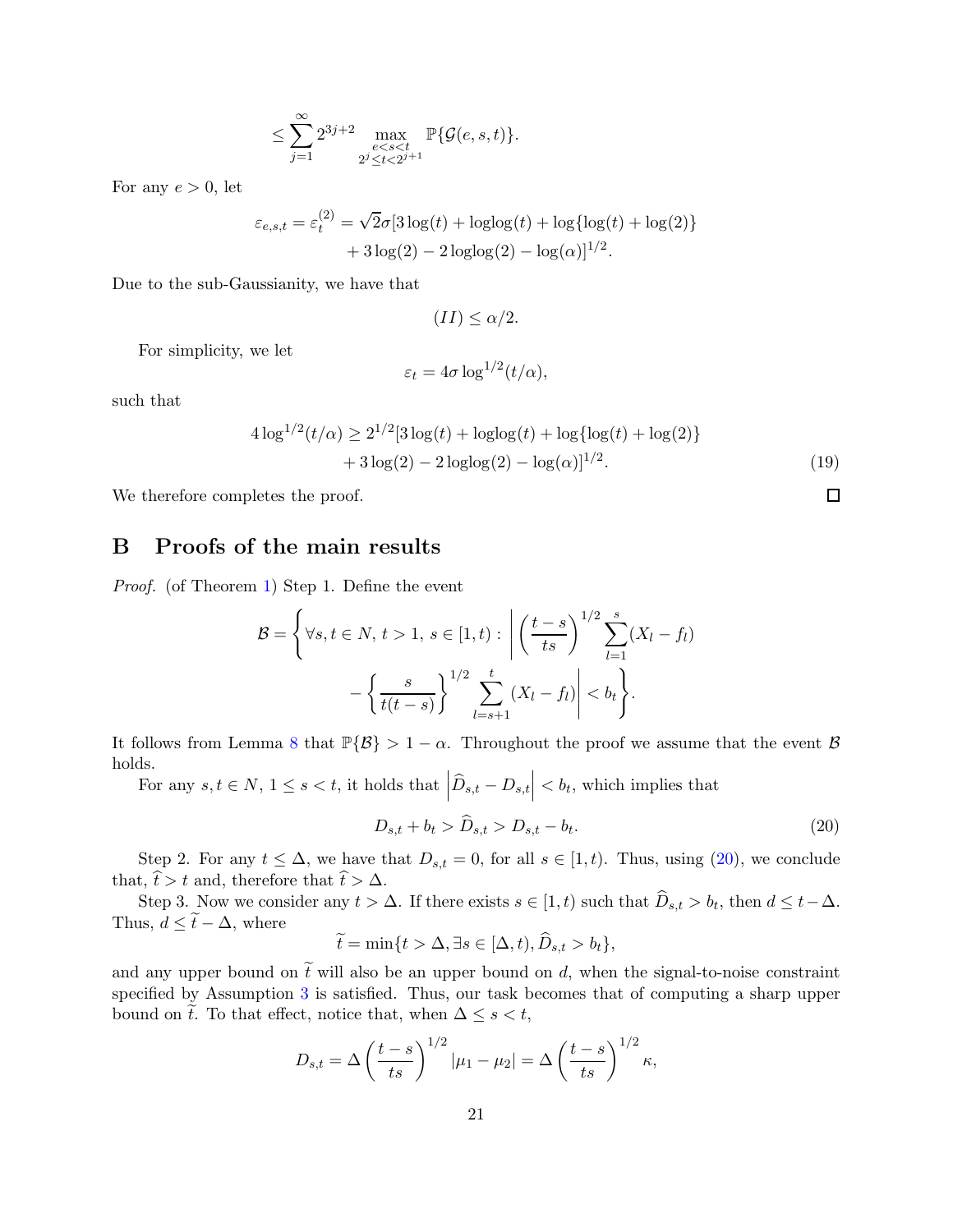$$\leq \sum_{j=1}^{\infty} 2^{3j+2} \max_{\substack{e<s<t \\ 2^j \leq t < 2^{j+1}}} \mathbb{P}\{\mathcal{G}(e,s,t)\}.$$

For any $e > 0$, let

$$\varepsilon_{e,s,t} = \varepsilon_t^{(2)} = \sqrt{2}\sigma[3\log(t) + \mathrm{loglog}(t) + \log\{\log(t) + \log(2)\} \\ + 3\log(2) - 2\,\mathrm{loglog}(2) - \log(\alpha)]^{1/2}.$$

Due to the sub-Gaussianity, we have that

$$(II) \leq \alpha/2.$$

For simplicity, we let

$$\varepsilon_t = 4\sigma \log^{1/2}(t/\alpha),$$

such that

$$4\log^{1/2}(t/\alpha) \geq 2^{1/2}[3\log(t) + \mathrm{loglog}(t) + \log\{\log(t) + \log(2)\} \\ + 3\log(2) - 2\,\mathrm{loglog}(2) - \log(\alpha)]^{1/2}. \tag{19}$$

We therefore completes the proof. ∎

# B Proofs of the main results

*Proof.* (of Theorem 1) Step 1. Define the event

$$\mathcal{B} = \left\{ \forall s, t \in N,\, t > 1,\, s \in [1,t) : \left| \left(\frac{t-s}{ts}\right)^{1/2} \sum_{l=1}^{s} (X_l - f_l) \right.\right. \\ \left.\left. - \left\{\frac{s}{t(t-s)}\right\}^{1/2} \sum_{l=s+1}^{t} (X_l - f_l) \right| < b_t \right\}.$$

It follows from Lemma 8 that $\mathbb{P}\{\mathcal{B}\} > 1 - \alpha$. Throughout the proof we assume that the event $\mathcal{B}$ holds.

For any $s, t \in N$, $1 \leq s < t$, it holds that $\left|\widehat{D}_{s,t} - D_{s,t}\right| < b_t$, which implies that

$$D_{s,t} + b_t > \widehat{D}_{s,t} > D_{s,t} - b_t. \tag{20}$$

Step 2. For any $t \leq \Delta$, we have that $D_{s,t} = 0$, for all $s \in [1,t)$. Thus, using (20), we conclude that, $\widehat{t} > t$ and, therefore that $\widehat{t} > \Delta$.

Step 3. Now we consider any $t > \Delta$. If there exists $s \in [1,t)$ such that $\widehat{D}_{s,t} > b_t$, then $d \leq t - \Delta$. Thus, $d \leq \widetilde{t} - \Delta$, where

$$\widetilde{t} = \min\{t > \Delta, \exists s \in [\Delta, t), \widehat{D}_{s,t} > b_t\},$$

and any upper bound on $\widetilde{t}$ will also be an upper bound on $d$, when the signal-to-noise constraint specified by Assumption 3 is satisfied. Thus, our task becomes that of computing a sharp upper bound on $\widetilde{t}$. To that effect, notice that, when $\Delta \leq s < t$,

$$D_{s,t} = \Delta \left(\frac{t-s}{ts}\right)^{1/2} |\mu_1 - \mu_2| = \Delta \left(\frac{t-s}{ts}\right)^{1/2} \kappa,$$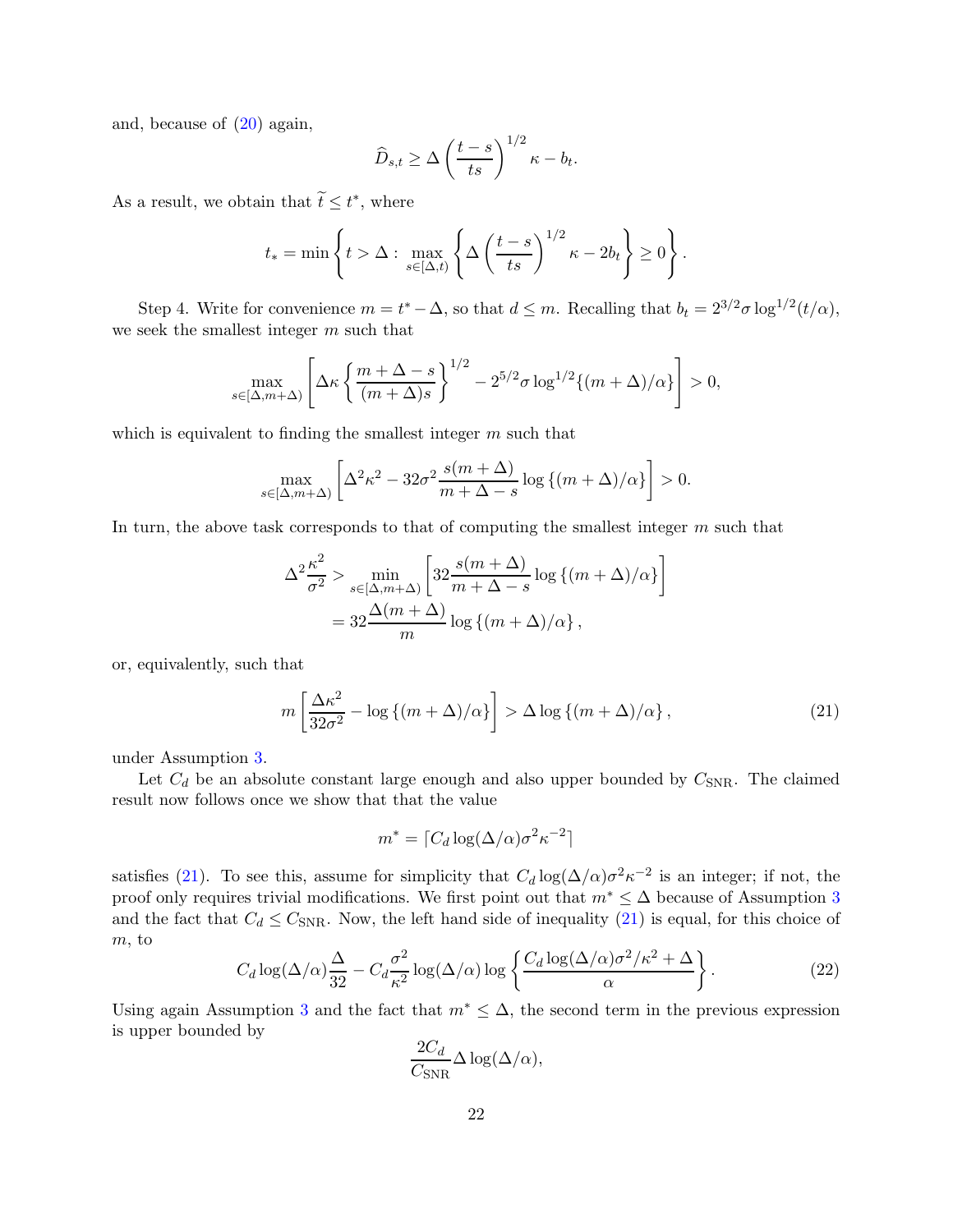and, because of (20) again,

$$\widehat{D}_{s,t} \geq \Delta \left( \frac{t-s}{ts} \right)^{1/2} \kappa - b_t.$$

As a result, we obtain that $\widetilde{t} \leq t^*$, where

$$t_* = \min \left\{ t > \Delta : \max_{s \in [\Delta, t)} \left\{ \Delta \left( \frac{t-s}{ts} \right)^{1/2} \kappa - 2b_t \right\} \geq 0 \right\}.$$

Step 4. Write for convenience $m = t^* - \Delta$, so that $d \leq m$. Recalling that $b_t = 2^{3/2} \sigma \log^{1/2}(t/\alpha)$, we seek the smallest integer $m$ such that

$$\max_{s \in [\Delta, m+\Delta)} \left[ \Delta\kappa \left\{ \frac{m + \Delta - s}{(m+\Delta)s} \right\}^{1/2} - 2^{5/2} \sigma \log^{1/2}\{(m+\Delta)/\alpha\} \right] > 0,$$

which is equivalent to finding the smallest integer $m$ such that

$$\max_{s \in [\Delta, m+\Delta)} \left[ \Delta^2 \kappa^2 - 32\sigma^2 \frac{s(m+\Delta)}{m+\Delta-s} \log\left\{(m+\Delta)/\alpha\right\} \right] > 0.$$

In turn, the above task corresponds to that of computing the smallest integer $m$ such that

$$\begin{aligned}
\Delta^2 \frac{\kappa^2}{\sigma^2} &> \min_{s \in [\Delta, m+\Delta)} \left[ 32 \frac{s(m+\Delta)}{m+\Delta-s} \log\left\{(m+\Delta)/\alpha\right\} \right] \\
&= 32 \frac{\Delta(m+\Delta)}{m} \log\left\{(m+\Delta)/\alpha\right\},
\end{aligned}$$

or, equivalently, such that

$$m \left[ \frac{\Delta\kappa^2}{32\sigma^2} - \log\left\{(m+\Delta)/\alpha\right\} \right] > \Delta \log\left\{(m+\Delta)/\alpha\right\}, \tag{21}$$

under Assumption 3.

Let $C_d$ be an absolute constant large enough and also upper bounded by $C_{\mathrm{SNR}}$. The claimed result now follows once we show that that the value

$$m^* = \lceil C_d \log(\Delta/\alpha) \sigma^2 \kappa^{-2} \rceil$$

satisfies (21). To see this, assume for simplicity that $C_d \log(\Delta/\alpha)\sigma^2\kappa^{-2}$ is an integer; if not, the proof only requires trivial modifications. We first point out that $m^* \leq \Delta$ because of Assumption 3 and the fact that $C_d \leq C_{\mathrm{SNR}}$. Now, the left hand side of inequality (21) is equal, for this choice of $m$, to

$$C_d \log(\Delta/\alpha) \frac{\Delta}{32} - C_d \frac{\sigma^2}{\kappa^2} \log(\Delta/\alpha) \log\left\{ \frac{C_d \log(\Delta/\alpha)\sigma^2/\kappa^2 + \Delta}{\alpha} \right\}. \tag{22}$$

Using again Assumption 3 and the fact that $m^* \leq \Delta$, the second term in the previous expression is upper bounded by

$$\frac{2C_d}{C_{\mathrm{SNR}}} \Delta \log(\Delta/\alpha),$$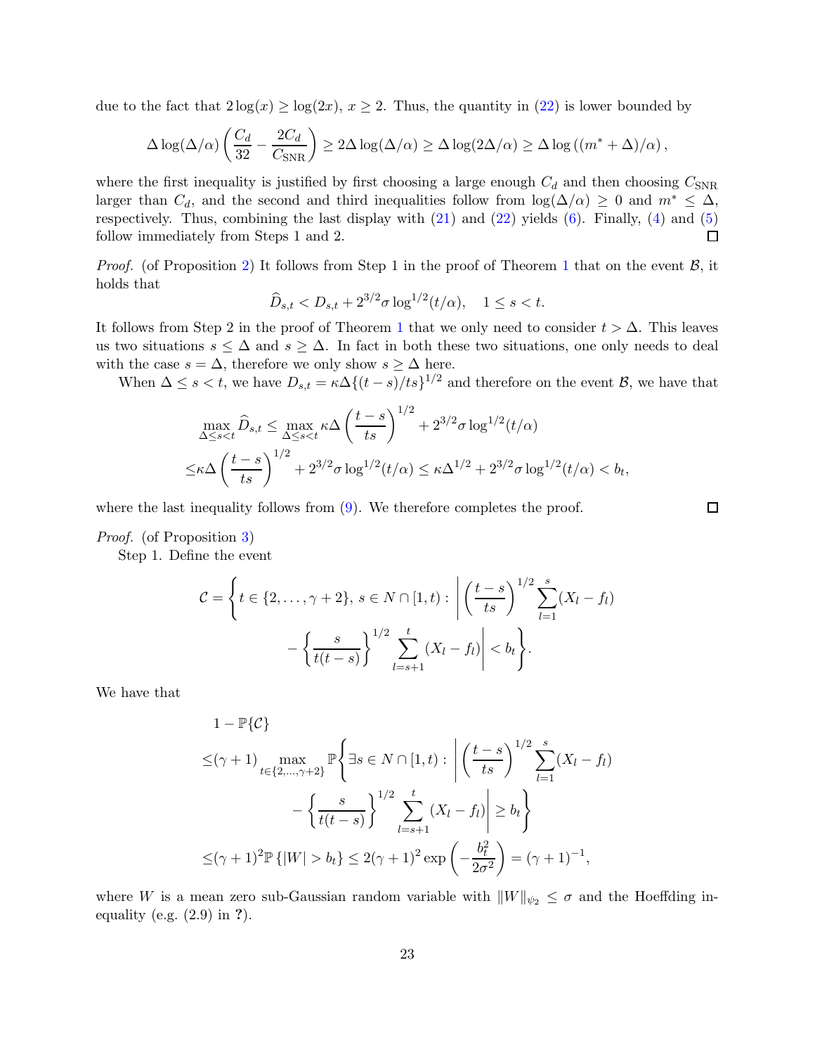due to the fact that $2\log(x) \geq \log(2x)$, $x \geq 2$. Thus, the quantity in (22) is lower bounded by

$$\Delta \log(\Delta/\alpha) \left( \frac{C_d}{32} - \frac{2C_d}{C_{\mathrm{SNR}}} \right) \geq 2\Delta \log(\Delta/\alpha) \geq \Delta \log(2\Delta/\alpha) \geq \Delta \log\left((m^* + \Delta)/\alpha\right),$$

where the first inequality is justified by first choosing a large enough $C_d$ and then choosing $C_{\mathrm{SNR}}$ larger than $C_d$, and the second and third inequalities follow from $\log(\Delta/\alpha) \geq 0$ and $m^* \leq \Delta$, respectively. Thus, combining the last display with (21) and (22) yields (6). Finally, (4) and (5) follow immediately from Steps 1 and 2. ◻

*Proof.* (of Proposition 2) It follows from Step 1 in the proof of Theorem 1 that on the event $\mathcal{B}$, it holds that

$$\widehat{D}_{s,t} < D_{s,t} + 2^{3/2}\sigma \log^{1/2}(t/\alpha), \quad 1 \leq s < t.$$

It follows from Step 2 in the proof of Theorem 1 that we only need to consider $t > \Delta$. This leaves us two situations $s \leq \Delta$ and $s \geq \Delta$. In fact in both these two situations, one only needs to deal with the case $s = \Delta$, therefore we only show $s \geq \Delta$ here.

When $\Delta \leq s < t$, we have $D_{s,t} = \kappa\Delta\{(t-s)/ts\}^{1/2}$ and therefore on the event $\mathcal{B}$, we have that

$$\begin{aligned}
&\max_{\Delta \leq s < t} \widehat{D}_{s,t} \leq \max_{\Delta \leq s < t} \kappa\Delta \left(\frac{t-s}{ts}\right)^{1/2} + 2^{3/2}\sigma \log^{1/2}(t/\alpha) \\
\leq &\kappa\Delta \left(\frac{t-s}{ts}\right)^{1/2} + 2^{3/2}\sigma \log^{1/2}(t/\alpha) \leq \kappa\Delta^{1/2} + 2^{3/2}\sigma \log^{1/2}(t/\alpha) < b_t,
\end{aligned}$$

where the last inequality follows from (9). We therefore completes the proof. ◻

*Proof.* (of Proposition 3)

Step 1. Define the event

$$\mathcal{C} = \left\{ t \in \{2, \ldots, \gamma+2\},\, s \in N \cap [1,t) : \left| \left(\frac{t-s}{ts}\right)^{1/2} \sum_{l=1}^{s} (X_l - f_l) - \left\{\frac{s}{t(t-s)}\right\}^{1/2} \sum_{l=s+1}^{t} (X_l - f_l) \right| < b_t \right\}.$$

We have that

$$\begin{aligned}
&1 - \mathbb{P}\{\mathcal{C}\} \\
\leq &(\gamma+1) \max_{t \in \{2,\ldots,\gamma+2\}} \mathbb{P}\left\{ \exists s \in N \cap [1,t) : \left| \left(\frac{t-s}{ts}\right)^{1/2} \sum_{l=1}^{s} (X_l - f_l) - \left\{\frac{s}{t(t-s)}\right\}^{1/2} \sum_{l=s+1}^{t} (X_l - f_l) \right| \geq b_t \right\} \\
\leq &(\gamma+1)^2 \mathbb{P}\left\{|W| > b_t\right\} \leq 2(\gamma+1)^2 \exp\left(-\frac{b_t^2}{2\sigma^2}\right) = (\gamma+1)^{-1},
\end{aligned}$$

where $W$ is a mean zero sub-Gaussian random variable with $\|W\|_{\psi_2} \leq \sigma$ and the Hoeffding inequality (e.g. (2.9) in ?).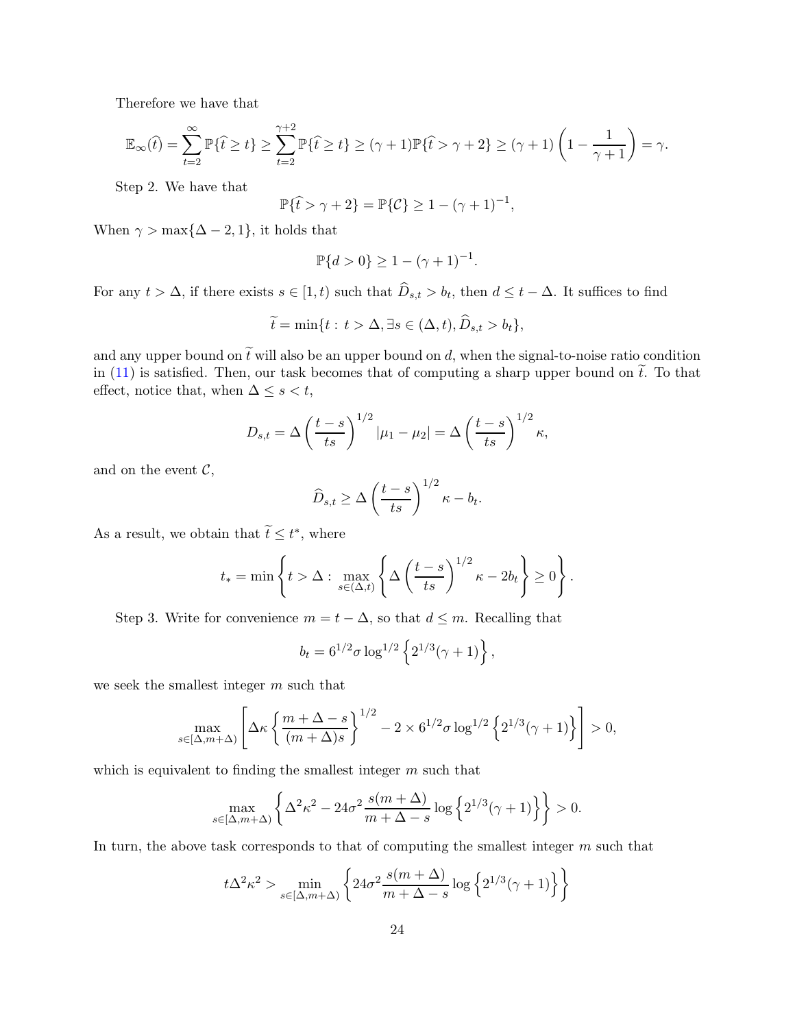Therefore we have that

$$\mathbb{E}_\infty(\widehat{t}) = \sum_{t=2}^{\infty} \mathbb{P}\{\widehat{t} \geq t\} \geq \sum_{t=2}^{\gamma+2} \mathbb{P}\{\widehat{t} \geq t\} \geq (\gamma+1)\mathbb{P}\{\widehat{t} > \gamma+2\} \geq (\gamma+1)\left(1 - \frac{1}{\gamma+1}\right) = \gamma.$$

Step 2. We have that

$$\mathbb{P}\{\widehat{t} > \gamma+2\} = \mathbb{P}\{\mathcal{C}\} \geq 1 - (\gamma+1)^{-1},$$

When $\gamma > \max\{\Delta - 2, 1\}$, it holds that

$$\mathbb{P}\{d > 0\} \geq 1 - (\gamma+1)^{-1}.$$

For any $t > \Delta$, if there exists $s \in [1, t)$ such that $\widehat{D}_{s,t} > b_t$, then $d \leq t - \Delta$. It suffices to find

$$\widetilde{t} = \min\{t :\, t > \Delta, \exists s \in (\Delta, t), \widehat{D}_{s,t} > b_t\},$$

and any upper bound on $\widetilde{t}$ will also be an upper bound on $d$, when the signal-to-noise ratio condition in (11) is satisfied. Then, our task becomes that of computing a sharp upper bound on $\widetilde{t}$. To that effect, notice that, when $\Delta \leq s < t$,

$$D_{s,t} = \Delta\left(\frac{t-s}{ts}\right)^{1/2} |\mu_1 - \mu_2| = \Delta\left(\frac{t-s}{ts}\right)^{1/2} \kappa,$$

and on the event $\mathcal{C}$,

$$\widehat{D}_{s,t} \geq \Delta\left(\frac{t-s}{ts}\right)^{1/2} \kappa - b_t.$$

As a result, we obtain that $\widetilde{t} \leq t^*$, where

$$t_* = \min\left\{t > \Delta :\, \max_{s \in (\Delta, t)} \left\{\Delta\left(\frac{t-s}{ts}\right)^{1/2} \kappa - 2b_t\right\} \geq 0\right\}.$$

Step 3. Write for convenience $m = t - \Delta$, so that $d \leq m$. Recalling that

$$b_t = 6^{1/2}\sigma \log^{1/2}\left\{2^{1/3}(\gamma+1)\right\},$$

we seek the smallest integer $m$ such that

$$\max_{s \in [\Delta, m+\Delta)} \left[\Delta\kappa\left\{\frac{m+\Delta-s}{(m+\Delta)s}\right\}^{1/2} - 2 \times 6^{1/2}\sigma \log^{1/2}\left\{2^{1/3}(\gamma+1)\right\}\right] > 0,$$

which is equivalent to finding the smallest integer $m$ such that

$$\max_{s \in [\Delta, m+\Delta)} \left\{\Delta^2\kappa^2 - 24\sigma^2 \frac{s(m+\Delta)}{m+\Delta-s} \log\left\{2^{1/3}(\gamma+1)\right\}\right\} > 0.$$

In turn, the above task corresponds to that of computing the smallest integer $m$ such that

$$t\Delta^2\kappa^2 > \min_{s \in [\Delta, m+\Delta)} \left\{24\sigma^2 \frac{s(m+\Delta)}{m+\Delta-s} \log\left\{2^{1/3}(\gamma+1)\right\}\right\}$$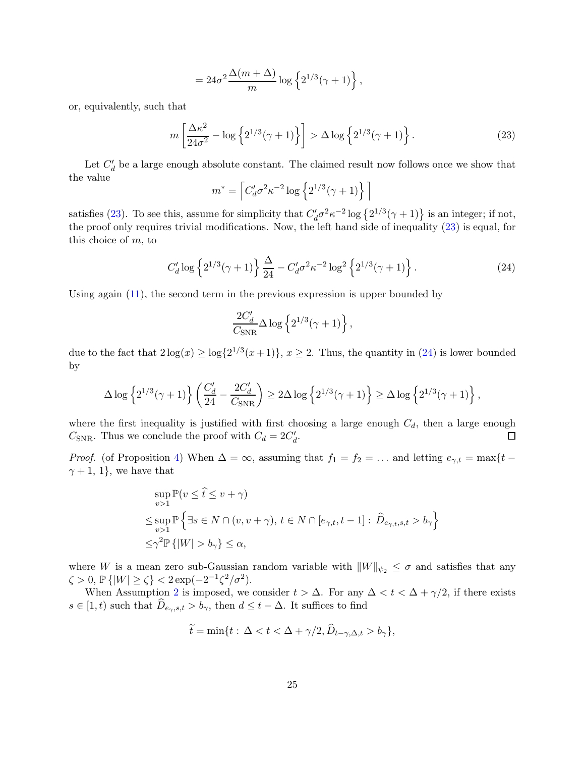$$= 24\sigma^2 \frac{\Delta(m+\Delta)}{m} \log\left\{2^{1/3}(\gamma+1)\right\},$$

or, equivalently, such that

$$m\left[\frac{\Delta\kappa^2}{24\sigma^2} - \log\left\{2^{1/3}(\gamma+1)\right\}\right] > \Delta \log\left\{2^{1/3}(\gamma+1)\right\}. \tag{23}$$

Let $C_d'$ be a large enough absolute constant. The claimed result now follows once we show that the value

$$m^* = \left\lceil C_d' \sigma^2 \kappa^{-2} \log\left\{2^{1/3}(\gamma+1)\right\}\right\rceil$$

satisfies (23). To see this, assume for simplicity that $C_d'\sigma^2\kappa^{-2}\log\left\{2^{1/3}(\gamma+1)\right\}$ is an integer; if not, the proof only requires trivial modifications. Now, the left hand side of inequality (23) is equal, for this choice of $m$, to

$$C_d' \log\left\{2^{1/3}(\gamma+1)\right\}\frac{\Delta}{24} - C_d'\sigma^2\kappa^{-2}\log^2\left\{2^{1/3}(\gamma+1)\right\}. \tag{24}$$

Using again (11), the second term in the previous expression is upper bounded by

$$\frac{2C_d'}{C_{\mathrm{SNR}}}\Delta \log\left\{2^{1/3}(\gamma+1)\right\},$$

due to the fact that $2\log(x) \geq \log\{2^{1/3}(x+1)\}$, $x \geq 2$. Thus, the quantity in (24) is lower bounded by

$$\Delta \log\left\{2^{1/3}(\gamma+1)\right\}\left(\frac{C_d'}{24} - \frac{2C_d'}{C_{\mathrm{SNR}}}\right) \geq 2\Delta\log\left\{2^{1/3}(\gamma+1)\right\} \geq \Delta \log\left\{2^{1/3}(\gamma+1)\right\},$$

where the first inequality is justified with first choosing a large enough $C_d$, then a large enough $C_{\mathrm{SNR}}$. Thus we conclude the proof with $C_d = 2C_d'$. □

*Proof.* (of Proposition 4) When $\Delta = \infty$, assuming that $f_1 = f_2 = \dots$ and letting $e_{\gamma,t} = \max\{t - \gamma + 1, 1\}$, we have that

$$\begin{aligned}
&\sup_{v>1}\mathbb{P}(v \leq \widehat{t} \leq v+\gamma) \\
\leq &\sup_{v>1}\mathbb{P}\left\{\exists s \in N \cap (v, v+\gamma),\, t \in N \cap [e_{\gamma,t}, t-1] :\, \widehat{D}_{e_{\gamma,t},s,t} > b_\gamma\right\} \\
\leq &\gamma^2 \mathbb{P}\left\{|W| > b_\gamma\right\} \leq \alpha,
\end{aligned}$$

where $W$ is a mean zero sub-Gaussian random variable with $\|W\|_{\psi_2} \leq \sigma$ and satisfies that any $\zeta > 0$, $\mathbb{P}\left\{|W| \geq \zeta\right\} < 2\exp(-2^{-1}\zeta^2/\sigma^2)$.

When Assumption 2 is imposed, we consider $t > \Delta$. For any $\Delta < t < \Delta + \gamma/2$, if there exists $s \in [1, t)$ such that $\widehat{D}_{e_\gamma,s,t} > b_\gamma$, then $d \leq t - \Delta$. It suffices to find

$$\widetilde{t} = \min\{t :\, \Delta < t < \Delta + \gamma/2, \widehat{D}_{t-\gamma,\Delta,t} > b_\gamma\},$$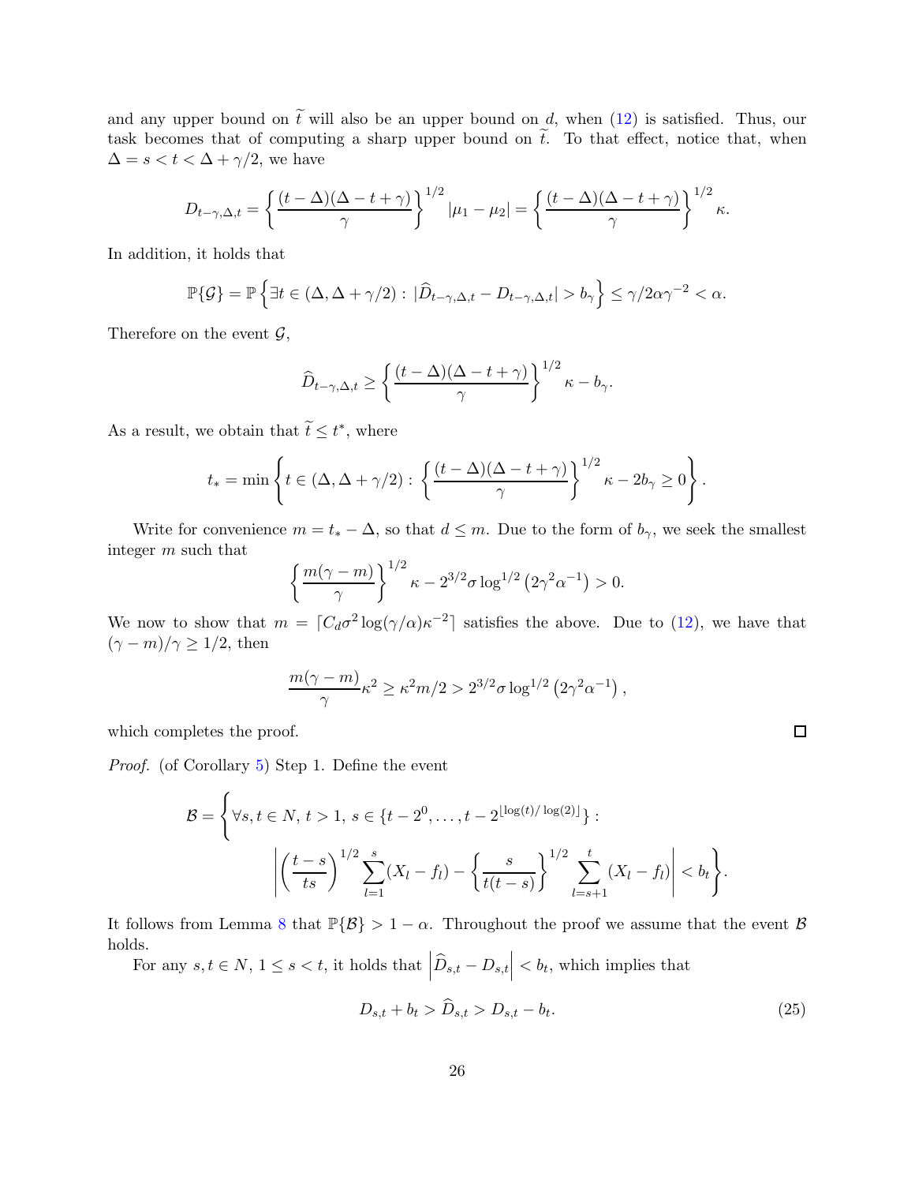and any upper bound on $\widetilde{t}$ will also be an upper bound on $d$, when (12) is satisfied. Thus, our task becomes that of computing a sharp upper bound on $\widetilde{t}$. To that effect, notice that, when $\Delta = s < t < \Delta + \gamma/2$, we have

$$D_{t-\gamma,\Delta,t} = \left\{ \frac{(t-\Delta)(\Delta - t + \gamma)}{\gamma} \right\}^{1/2} |\mu_1 - \mu_2| = \left\{ \frac{(t-\Delta)(\Delta - t + \gamma)}{\gamma} \right\}^{1/2} \kappa.$$

In addition, it holds that

$$\mathbb{P}\{\mathcal{G}\} = \mathbb{P}\left\{ \exists t \in (\Delta, \Delta + \gamma/2) : |\widehat{D}_{t-\gamma,\Delta,t} - D_{t-\gamma,\Delta,t}| > b_\gamma \right\} \leq \gamma/2\alpha\gamma^{-2} < \alpha.$$

Therefore on the event $\mathcal{G}$,

$$\widehat{D}_{t-\gamma,\Delta,t} \geq \left\{ \frac{(t-\Delta)(\Delta - t + \gamma)}{\gamma} \right\}^{1/2} \kappa - b_\gamma.$$

As a result, we obtain that $\widetilde{t} \leq t^*$, where

$$t_* = \min\left\{ t \in (\Delta, \Delta + \gamma/2) : \left\{ \frac{(t-\Delta)(\Delta - t + \gamma)}{\gamma} \right\}^{1/2} \kappa - 2b_\gamma \geq 0 \right\}.$$

Write for convenience $m = t_* - \Delta$, so that $d \leq m$. Due to the form of $b_\gamma$, we seek the smallest integer $m$ such that

$$\left\{ \frac{m(\gamma - m)}{\gamma} \right\}^{1/2} \kappa - 2^{3/2}\sigma \log^{1/2}\left(2\gamma^2\alpha^{-1}\right) > 0.$$

We now to show that $m = \lceil C_d \sigma^2 \log(\gamma/\alpha)\kappa^{-2} \rceil$ satisfies the above. Due to (12), we have that $(\gamma - m)/\gamma \geq 1/2$, then

$$\frac{m(\gamma - m)}{\gamma}\kappa^2 \geq \kappa^2 m/2 > 2^{3/2}\sigma \log^{1/2}\left(2\gamma^2\alpha^{-1}\right),$$

which completes the proof. $\square$

*Proof.* (of Corollary 5) Step 1. Define the event

$$\mathcal{B} = \left\{ \forall s, t \in N,\, t > 1,\, s \in \{t - 2^0, \ldots, t - 2^{\lfloor \log(t)/\log(2) \rfloor}\} : \right.$$
$$\left. \left| \left(\frac{t-s}{ts}\right)^{1/2} \sum_{l=1}^{s} (X_l - f_l) - \left\{ \frac{s}{t(t-s)} \right\}^{1/2} \sum_{l=s+1}^{t} (X_l - f_l) \right| < b_t \right\}.$$

It follows from Lemma 8 that $\mathbb{P}\{\mathcal{B}\} > 1 - \alpha$. Throughout the proof we assume that the event $\mathcal{B}$ holds.

For any $s, t \in N$, $1 \leq s < t$, it holds that $\left|\widehat{D}_{s,t} - D_{s,t}\right| < b_t$, which implies that

$$D_{s,t} + b_t > \widehat{D}_{s,t} > D_{s,t} - b_t. \tag{25}$$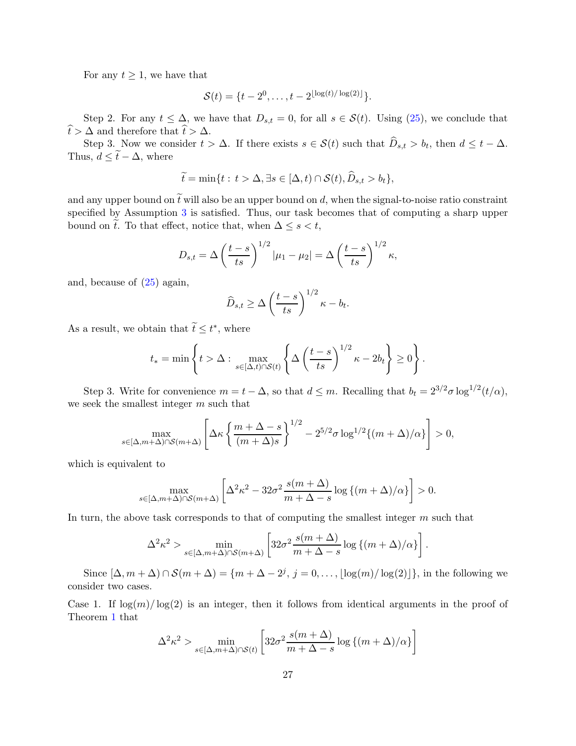For any $t \geq 1$, we have that

$$\mathcal{S}(t) = \{t - 2^0, \ldots, t - 2^{\lfloor \log(t)/\log(2) \rfloor}\}.$$

Step 2. For any $t \leq \Delta$, we have that $D_{s,t} = 0$, for all $s \in \mathcal{S}(t)$. Using (25), we conclude that $\widehat{t} > \Delta$ and therefore that $\widehat{t} > \Delta$.

Step 3. Now we consider $t > \Delta$. If there exists $s \in \mathcal{S}(t)$ such that $\widehat{D}_{s,t} > b_t$, then $d \leq t - \Delta$. Thus, $d \leq \widetilde{t} - \Delta$, where

$$\widetilde{t} = \min\{t : \, t > \Delta, \exists s \in [\Delta, t) \cap \mathcal{S}(t), \widehat{D}_{s,t} > b_t\},$$

and any upper bound on $\widetilde{t}$ will also be an upper bound on $d$, when the signal-to-noise ratio constraint specified by Assumption 3 is satisfied. Thus, our task becomes that of computing a sharp upper bound on $\widetilde{t}$. To that effect, notice that, when $\Delta \leq s < t$,

$$D_{s,t} = \Delta \left( \frac{t-s}{ts} \right)^{1/2} |\mu_1 - \mu_2| = \Delta \left( \frac{t-s}{ts} \right)^{1/2} \kappa,$$

and, because of (25) again,

$$\widehat{D}_{s,t} \geq \Delta \left( \frac{t-s}{ts} \right)^{1/2} \kappa - b_t.$$

As a result, we obtain that $\widetilde{t} \leq t^*$, where

$$t_* = \min \left\{ t > \Delta : \max_{s \in [\Delta, t) \cap \mathcal{S}(t)} \left\{ \Delta \left( \frac{t-s}{ts} \right)^{1/2} \kappa - 2b_t \right\} \geq 0 \right\}.$$

Step 3. Write for convenience $m = t - \Delta$, so that $d \leq m$. Recalling that $b_t = 2^{3/2} \sigma \log^{1/2}(t/\alpha)$, we seek the smallest integer $m$ such that

$$\max_{s \in [\Delta, m+\Delta) \cap \mathcal{S}(m+\Delta)} \left[ \Delta\kappa \left\{ \frac{m + \Delta - s}{(m+\Delta)s} \right\}^{1/2} - 2^{5/2} \sigma \log^{1/2}\{(m+\Delta)/\alpha\} \right] > 0,$$

which is equivalent to

$$\max_{s \in [\Delta, m+\Delta) \cap \mathcal{S}(m+\Delta)} \left[ \Delta^2 \kappa^2 - 32\sigma^2 \frac{s(m+\Delta)}{m + \Delta - s} \log\left\{(m+\Delta)/\alpha\right\} \right] > 0.$$

In turn, the above task corresponds to that of computing the smallest integer $m$ such that

$$\Delta^2 \kappa^2 > \min_{s \in [\Delta, m+\Delta) \cap \mathcal{S}(m+\Delta)} \left[ 32\sigma^2 \frac{s(m+\Delta)}{m + \Delta - s} \log\left\{(m+\Delta)/\alpha\right\} \right].$$

Since $[\Delta, m+\Delta) \cap \mathcal{S}(m+\Delta) = \{m + \Delta - 2^j, \, j = 0, \ldots, \lfloor \log(m)/\log(2) \rfloor\}$, in the following we consider two cases.

Case 1. If $\log(m)/\log(2)$ is an integer, then it follows from identical arguments in the proof of Theorem 1 that

$$\Delta^2 \kappa^2 > \min_{s \in [\Delta, m+\Delta) \cap \mathcal{S}(t)} \left[ 32\sigma^2 \frac{s(m+\Delta)}{m + \Delta - s} \log\left\{(m+\Delta)/\alpha\right\} \right]$$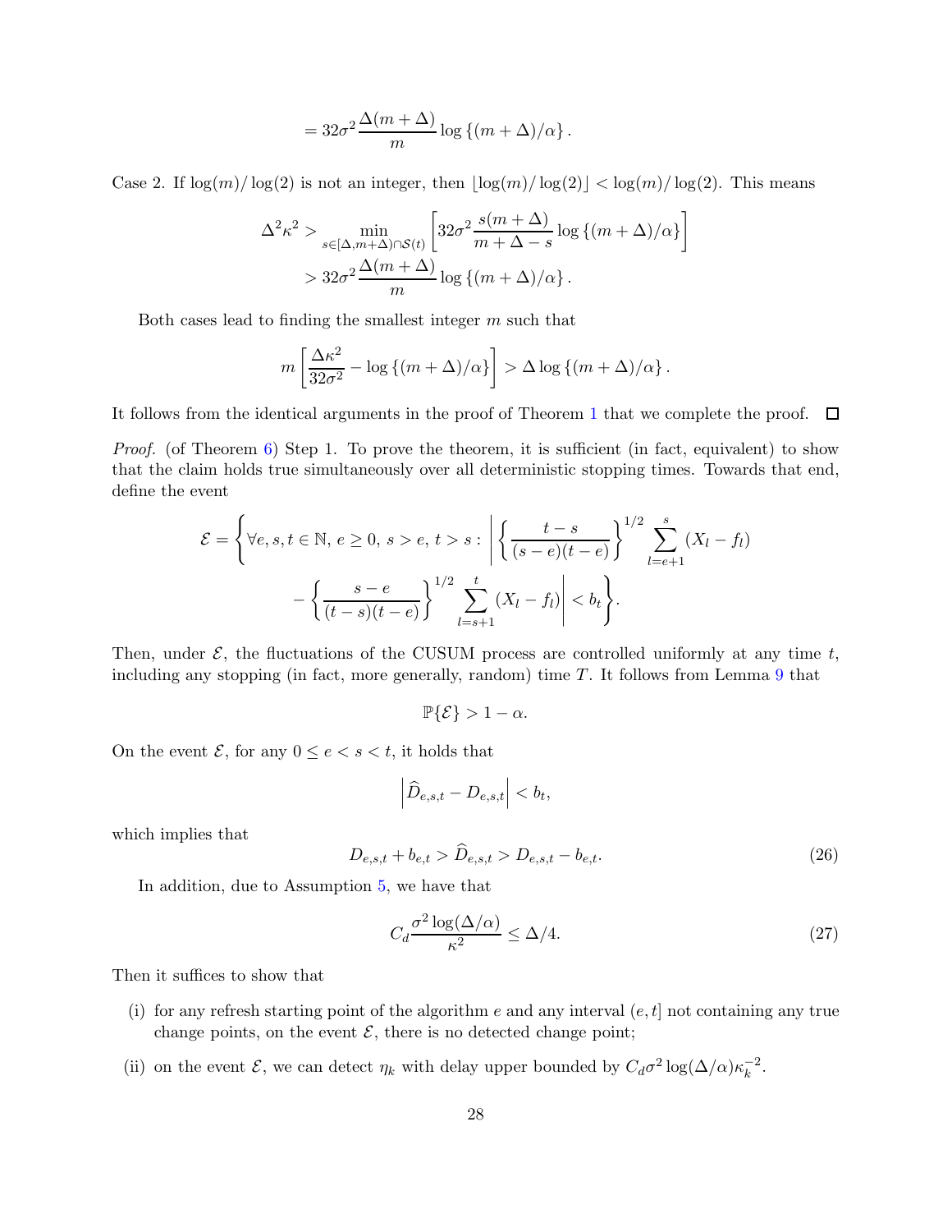$$= 32\sigma^2 \frac{\Delta(m+\Delta)}{m} \log\{(m+\Delta)/\alpha\}.$$

Case 2. If $\log(m)/\log(2)$ is not an integer, then $\lfloor \log(m)/\log(2) \rfloor < \log(m)/\log(2)$. This means

$$\Delta^2\kappa^2 > \min_{s \in [\Delta, m+\Delta) \cap \mathcal{S}(t)} \left[ 32\sigma^2 \frac{s(m+\Delta)}{m+\Delta-s} \log\{(m+\Delta)/\alpha\} \right]$$
$$> 32\sigma^2 \frac{\Delta(m+\Delta)}{m} \log\{(m+\Delta)/\alpha\}.$$

Both cases lead to finding the smallest integer $m$ such that

$$m \left[ \frac{\Delta\kappa^2}{32\sigma^2} - \log\{(m+\Delta)/\alpha\} \right] > \Delta \log\{(m+\Delta)/\alpha\}.$$

It follows from the identical arguments in the proof of Theorem 1 that we complete the proof. □

*Proof.* (of Theorem 6) Step 1. To prove the theorem, it is sufficient (in fact, equivalent) to show that the claim holds true simultaneously over all deterministic stopping times. Towards that end, define the event

$$\mathcal{E} = \Bigg\{ \forall e, s, t \in \mathbb{N},\, e \geq 0,\, s > e,\, t > s : \Bigg| \left\{ \frac{t-s}{(s-e)(t-e)} \right\}^{1/2} \sum_{l=e+1}^{s} (X_l - f_l)$$
$$- \left\{ \frac{s-e}{(t-s)(t-e)} \right\}^{1/2} \sum_{l=s+1}^{t} (X_l - f_l) \Bigg| < b_t \Bigg\}.$$

Then, under $\mathcal{E}$, the fluctuations of the CUSUM process are controlled uniformly at any time $t$, including any stopping (in fact, more generally, random) time $T$. It follows from Lemma 9 that

$$\mathbb{P}\{\mathcal{E}\} > 1 - \alpha.$$

On the event $\mathcal{E}$, for any $0 \leq e < s < t$, it holds that

$$\left| \widehat{D}_{e,s,t} - D_{e,s,t} \right| < b_t,$$

which implies that

$$D_{e,s,t} + b_{e,t} > \widehat{D}_{e,s,t} > D_{e,s,t} - b_{e,t}. \tag{26}$$

In addition, due to Assumption 5, we have that

$$C_d \frac{\sigma^2 \log(\Delta/\alpha)}{\kappa^2} \leq \Delta/4. \tag{27}$$

Then it suffices to show that

(i) for any refresh starting point of the algorithm $e$ and any interval $(e, t]$ not containing any true change points, on the event $\mathcal{E}$, there is no detected change point;

(ii) on the event $\mathcal{E}$, we can detect $\eta_k$ with delay upper bounded by $C_d \sigma^2 \log(\Delta/\alpha) \kappa_k^{-2}$.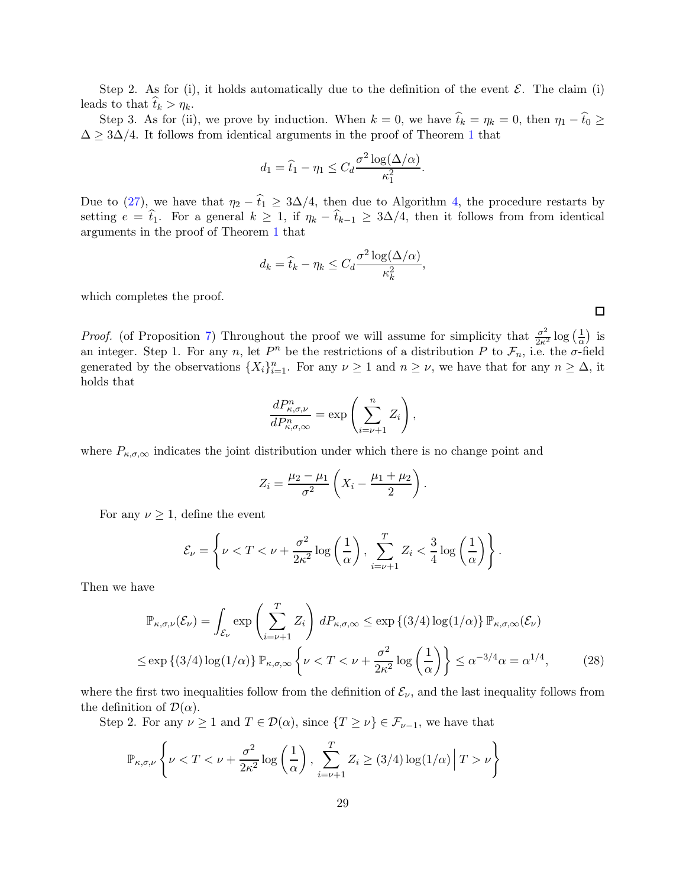Step 2. As for (i), it holds automatically due to the definition of the event $\mathcal{E}$. The claim (i) leads to that $\widehat{t}_k > \eta_k$.

Step 3. As for (ii), we prove by induction. When $k = 0$, we have $\widehat{t}_k = \eta_k = 0$, then $\eta_1 - \widehat{t}_0 \geq \Delta \geq 3\Delta/4$. It follows from identical arguments in the proof of Theorem 1 that

$$d_1 = \widehat{t}_1 - \eta_1 \leq C_d \frac{\sigma^2 \log(\Delta/\alpha)}{\kappa_1^2}.$$

Due to (27), we have that $\eta_2 - \widehat{t}_1 \geq 3\Delta/4$, then due to Algorithm 4, the procedure restarts by setting $e = \widehat{t}_1$. For a general $k \geq 1$, if $\eta_k - \widehat{t}_{k-1} \geq 3\Delta/4$, then it follows from from identical arguments in the proof of Theorem 1 that

$$d_k = \widehat{t}_k - \eta_k \leq C_d \frac{\sigma^2 \log(\Delta/\alpha)}{\kappa_k^2},$$

which completes the proof.

□

*Proof.* (of Proposition 7) Throughout the proof we will assume for simplicity that $\frac{\sigma^2}{2\kappa^2}\log\left(\frac{1}{\alpha}\right)$ is an integer. Step 1. For any $n$, let $P^n$ be the restrictions of a distribution $P$ to $\mathcal{F}_n$, i.e. the $\sigma$-field generated by the observations $\{X_i\}_{i=1}^n$. For any $\nu \geq 1$ and $n \geq \nu$, we have that for any $n \geq \Delta$, it holds that

$$\frac{dP^n_{\kappa,\sigma,\nu}}{dP^n_{\kappa,\sigma,\infty}} = \exp\left(\sum_{i=\nu+1}^n Z_i\right),$$

where $P_{\kappa,\sigma,\infty}$ indicates the joint distribution under which there is no change point and

$$Z_i = \frac{\mu_2 - \mu_1}{\sigma^2}\left(X_i - \frac{\mu_1 + \mu_2}{2}\right).$$

For any $\nu \geq 1$, define the event

$$\mathcal{E}_\nu = \left\{\nu < T < \nu + \frac{\sigma^2}{2\kappa^2}\log\left(\frac{1}{\alpha}\right),\, \sum_{i=\nu+1}^T Z_i < \frac{3}{4}\log\left(\frac{1}{\alpha}\right)\right\}.$$

Then we have

$$\begin{aligned}
&\mathbb{P}_{\kappa,\sigma,\nu}(\mathcal{E}_\nu) = \int_{\mathcal{E}_\nu} \exp\left(\sum_{i=\nu+1}^T Z_i\right) dP_{\kappa,\sigma,\infty} \leq \exp\left\{(3/4)\log(1/\alpha)\right\} \mathbb{P}_{\kappa,\sigma,\infty}(\mathcal{E}_\nu) \\
&\leq \exp\left\{(3/4)\log(1/\alpha)\right\} \mathbb{P}_{\kappa,\sigma,\infty}\left\{\nu < T < \nu + \frac{\sigma^2}{2\kappa^2}\log\left(\frac{1}{\alpha}\right)\right\} \leq \alpha^{-3/4}\alpha = \alpha^{1/4}, \qquad (28)
\end{aligned}$$

where the first two inequalities follow from the definition of $\mathcal{E}_\nu$, and the last inequality follows from the definition of $\mathcal{D}(\alpha)$.

Step 2. For any $\nu \geq 1$ and $T \in \mathcal{D}(\alpha)$, since $\{T \geq \nu\} \in \mathcal{F}_{\nu-1}$, we have that

$$\mathbb{P}_{\kappa,\sigma,\nu}\left\{\nu < T < \nu + \frac{\sigma^2}{2\kappa^2}\log\left(\frac{1}{\alpha}\right),\, \sum_{i=\nu+1}^T Z_i \geq (3/4)\log(1/\alpha) \,\Big|\, T > \nu\right\}$$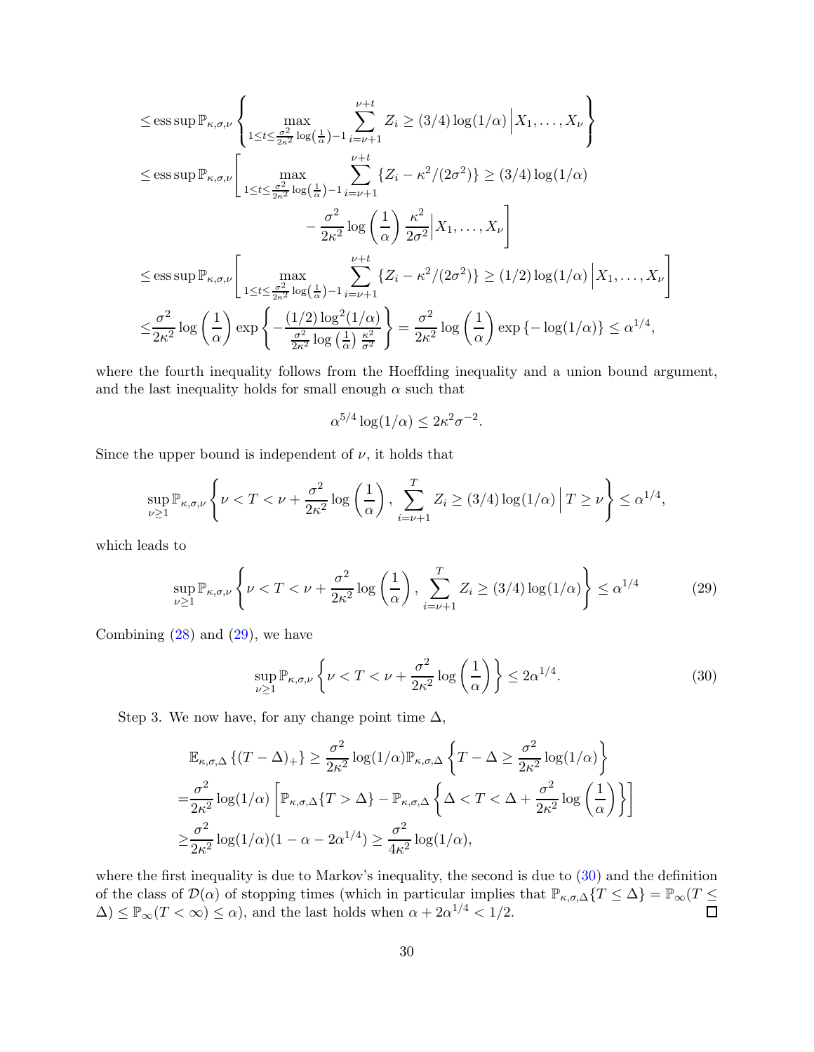$$
\begin{aligned}
&\leq \operatorname{ess\,sup} \mathbb{P}_{\kappa,\sigma,\nu} \left\{ \max_{1 \leq t \leq \frac{\sigma^2}{2\kappa^2}\log\left(\frac{1}{\alpha}\right)-1} \sum_{i=\nu+1}^{\nu+t} Z_i \geq (3/4)\log(1/\alpha) \,\Big|\, X_1, \ldots, X_\nu \right\} \\
&\leq \operatorname{ess\,sup} \mathbb{P}_{\kappa,\sigma,\nu} \Bigg[ \max_{1 \leq t \leq \frac{\sigma^2}{2\kappa^2}\log\left(\frac{1}{\alpha}\right)-1} \sum_{i=\nu+1}^{\nu+t} \{Z_i - \kappa^2/(2\sigma^2)\} \geq (3/4)\log(1/\alpha) \\
&\qquad\qquad - \frac{\sigma^2}{2\kappa^2}\log\left(\frac{1}{\alpha}\right)\frac{\kappa^2}{2\sigma^2} \Big| X_1, \ldots, X_\nu \Bigg] \\
&\leq \operatorname{ess\,sup} \mathbb{P}_{\kappa,\sigma,\nu} \left[ \max_{1 \leq t \leq \frac{\sigma^2}{2\kappa^2}\log\left(\frac{1}{\alpha}\right)-1} \sum_{i=\nu+1}^{\nu+t} \{Z_i - \kappa^2/(2\sigma^2)\} \geq (1/2)\log(1/\alpha) \,\Big|\, X_1, \ldots, X_\nu \right] \\
&\leq \frac{\sigma^2}{2\kappa^2}\log\left(\frac{1}{\alpha}\right) \exp\left\{ -\frac{(1/2)\log^2(1/\alpha)}{\frac{\sigma^2}{2\kappa^2}\log\left(\frac{1}{\alpha}\right)\frac{\kappa^2}{\sigma^2}} \right\} = \frac{\sigma^2}{2\kappa^2}\log\left(\frac{1}{\alpha}\right)\exp\{-\log(1/\alpha)\} \leq \alpha^{1/4},
\end{aligned}
$$

where the fourth inequality follows from the Hoeffding inequality and a union bound argument, and the last inequality holds for small enough $\alpha$ such that

$$
\alpha^{5/4}\log(1/\alpha) \leq 2\kappa^2\sigma^{-2}.
$$

Since the upper bound is independent of $\nu$, it holds that

$$
\sup_{\nu \geq 1} \mathbb{P}_{\kappa,\sigma,\nu} \left\{ \nu < T < \nu + \frac{\sigma^2}{2\kappa^2}\log\left(\frac{1}{\alpha}\right), \sum_{i=\nu+1}^{T} Z_i \geq (3/4)\log(1/\alpha) \,\Big|\, T \geq \nu \right\} \leq \alpha^{1/4},
$$

which leads to

$$
\sup_{\nu \geq 1} \mathbb{P}_{\kappa,\sigma,\nu} \left\{ \nu < T < \nu + \frac{\sigma^2}{2\kappa^2}\log\left(\frac{1}{\alpha}\right), \sum_{i=\nu+1}^{T} Z_i \geq (3/4)\log(1/\alpha) \right\} \leq \alpha^{1/4} \tag{29}
$$

Combining (28) and (29), we have

$$
\sup_{\nu \geq 1} \mathbb{P}_{\kappa,\sigma,\nu} \left\{ \nu < T < \nu + \frac{\sigma^2}{2\kappa^2}\log\left(\frac{1}{\alpha}\right) \right\} \leq 2\alpha^{1/4}. \tag{30}
$$

Step 3. We now have, for any change point time $\Delta$,

$$
\begin{aligned}
&\mathbb{E}_{\kappa,\sigma,\Delta}\{(T-\Delta)_+\} \geq \frac{\sigma^2}{2\kappa^2}\log(1/\alpha)\mathbb{P}_{\kappa,\sigma,\Delta}\left\{ T - \Delta \geq \frac{\sigma^2}{2\kappa^2}\log(1/\alpha) \right\} \\
=&\frac{\sigma^2}{2\kappa^2}\log(1/\alpha)\left[ \mathbb{P}_{\kappa,\sigma,\Delta}\{T > \Delta\} - \mathbb{P}_{\kappa,\sigma,\Delta}\left\{ \Delta < T < \Delta + \frac{\sigma^2}{2\kappa^2}\log\left(\frac{1}{\alpha}\right) \right\} \right] \\
\geq&\frac{\sigma^2}{2\kappa^2}\log(1/\alpha)(1 - \alpha - 2\alpha^{1/4}) \geq \frac{\sigma^2}{4\kappa^2}\log(1/\alpha),
\end{aligned}
$$

where the first inequality is due to Markov's inequality, the second is due to (30) and the definition of the class of $\mathcal{D}(\alpha)$ of stopping times (which in particular implies that $\mathbb{P}_{\kappa,\sigma,\Delta}\{T \leq \Delta\} = \mathbb{P}_\infty(T \leq \Delta) \leq \mathbb{P}_\infty(T < \infty) \leq \alpha$), and the last holds when $\alpha + 2\alpha^{1/4} < 1/2$. $\square$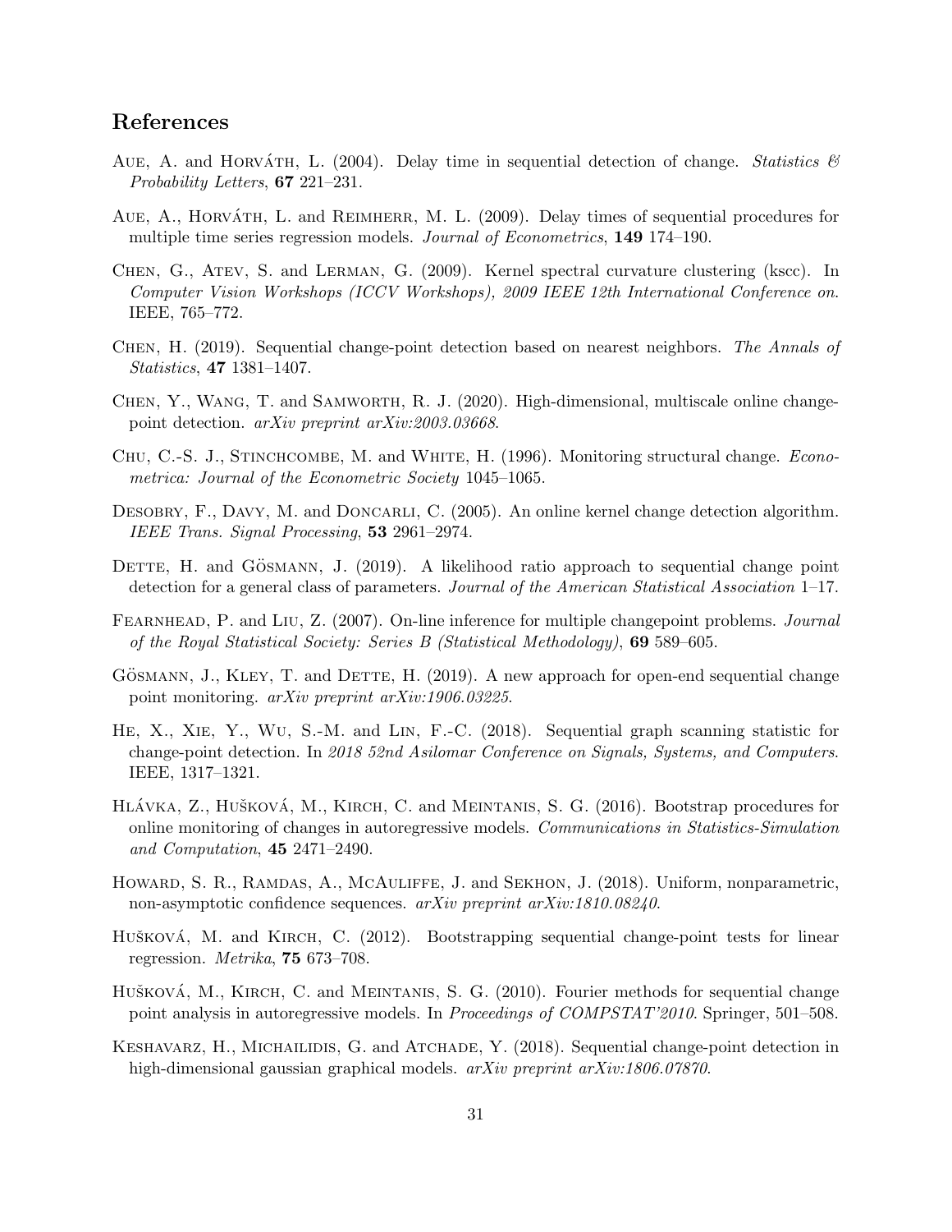## References

Aue, A. and Horváth, L. (2004). Delay time in sequential detection of change. *Statistics & Probability Letters*, **67** 221–231.

Aue, A., Horváth, L. and Reimherr, M. L. (2009). Delay times of sequential procedures for multiple time series regression models. *Journal of Econometrics*, **149** 174–190.

Chen, G., Atev, S. and Lerman, G. (2009). Kernel spectral curvature clustering (kscc). In *Computer Vision Workshops (ICCV Workshops), 2009 IEEE 12th International Conference on*. IEEE, 765–772.

Chen, H. (2019). Sequential change-point detection based on nearest neighbors. *The Annals of Statistics*, **47** 1381–1407.

Chen, Y., Wang, T. and Samworth, R. J. (2020). High-dimensional, multiscale online change-point detection. *arXiv preprint arXiv:2003.03668*.

Chu, C.-S. J., Stinchcombe, M. and White, H. (1996). Monitoring structural change. *Econometrica: Journal of the Econometric Society* 1045–1065.

Desobry, F., Davy, M. and Doncarli, C. (2005). An online kernel change detection algorithm. *IEEE Trans. Signal Processing*, **53** 2961–2974.

Dette, H. and Gösmann, J. (2019). A likelihood ratio approach to sequential change point detection for a general class of parameters. *Journal of the American Statistical Association* 1–17.

Fearnhead, P. and Liu, Z. (2007). On-line inference for multiple changepoint problems. *Journal of the Royal Statistical Society: Series B (Statistical Methodology)*, **69** 589–605.

Gösmann, J., Kley, T. and Dette, H. (2019). A new approach for open-end sequential change point monitoring. *arXiv preprint arXiv:1906.03225*.

He, X., Xie, Y., Wu, S.-M. and Lin, F.-C. (2018). Sequential graph scanning statistic for change-point detection. In *2018 52nd Asilomar Conference on Signals, Systems, and Computers*. IEEE, 1317–1321.

Hlávka, Z., Hušková, M., Kirch, C. and Meintanis, S. G. (2016). Bootstrap procedures for online monitoring of changes in autoregressive models. *Communications in Statistics-Simulation and Computation*, **45** 2471–2490.

Howard, S. R., Ramdas, A., McAuliffe, J. and Sekhon, J. (2018). Uniform, nonparametric, non-asymptotic confidence sequences. *arXiv preprint arXiv:1810.08240*.

Hušková, M. and Kirch, C. (2012). Bootstrapping sequential change-point tests for linear regression. *Metrika*, **75** 673–708.

Hušková, M., Kirch, C. and Meintanis, S. G. (2010). Fourier methods for sequential change point analysis in autoregressive models. In *Proceedings of COMPSTAT'2010*. Springer, 501–508.

Keshavarz, H., Michailidis, G. and Atchade, Y. (2018). Sequential change-point detection in high-dimensional gaussian graphical models. *arXiv preprint arXiv:1806.07870*.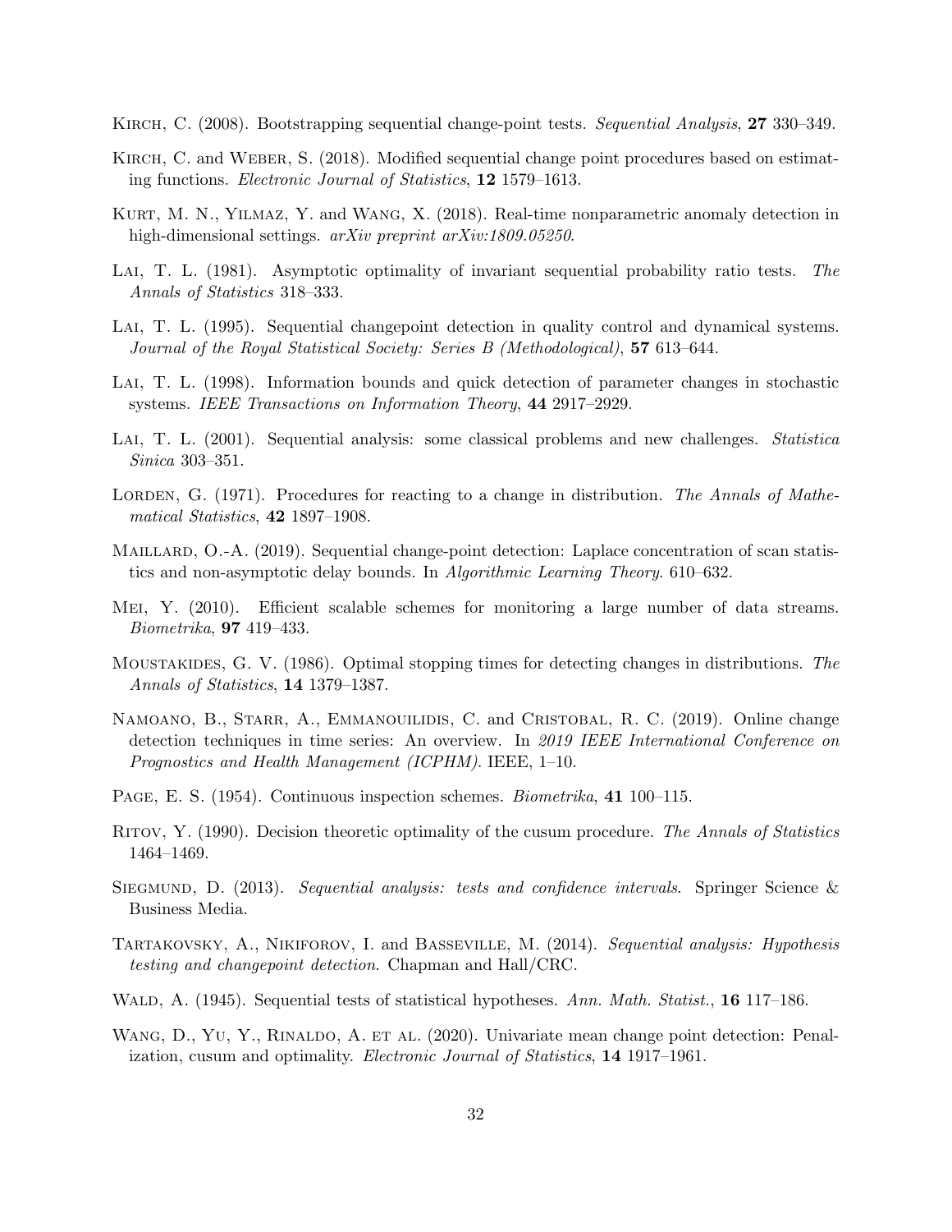Kirch, C. (2008). Bootstrapping sequential change-point tests. *Sequential Analysis*, **27** 330–349.

Kirch, C. and Weber, S. (2018). Modified sequential change point procedures based on estimating functions. *Electronic Journal of Statistics*, **12** 1579–1613.

Kurt, M. N., Yilmaz, Y. and Wang, X. (2018). Real-time nonparametric anomaly detection in high-dimensional settings. *arXiv preprint arXiv:1809.05250*.

Lai, T. L. (1981). Asymptotic optimality of invariant sequential probability ratio tests. *The Annals of Statistics* 318–333.

Lai, T. L. (1995). Sequential changepoint detection in quality control and dynamical systems. *Journal of the Royal Statistical Society: Series B (Methodological)*, **57** 613–644.

Lai, T. L. (1998). Information bounds and quick detection of parameter changes in stochastic systems. *IEEE Transactions on Information Theory*, **44** 2917–2929.

Lai, T. L. (2001). Sequential analysis: some classical problems and new challenges. *Statistica Sinica* 303–351.

Lorden, G. (1971). Procedures for reacting to a change in distribution. *The Annals of Mathematical Statistics*, **42** 1897–1908.

Maillard, O.-A. (2019). Sequential change-point detection: Laplace concentration of scan statistics and non-asymptotic delay bounds. In *Algorithmic Learning Theory*. 610–632.

Mei, Y. (2010). Efficient scalable schemes for monitoring a large number of data streams. *Biometrika*, **97** 419–433.

Moustakides, G. V. (1986). Optimal stopping times for detecting changes in distributions. *The Annals of Statistics*, **14** 1379–1387.

Namoano, B., Starr, A., Emmanouilidis, C. and Cristobal, R. C. (2019). Online change detection techniques in time series: An overview. In *2019 IEEE International Conference on Prognostics and Health Management (ICPHM)*. IEEE, 1–10.

Page, E. S. (1954). Continuous inspection schemes. *Biometrika*, **41** 100–115.

Ritov, Y. (1990). Decision theoretic optimality of the cusum procedure. *The Annals of Statistics* 1464–1469.

Siegmund, D. (2013). *Sequential analysis: tests and confidence intervals*. Springer Science & Business Media.

Tartakovsky, A., Nikiforov, I. and Basseville, M. (2014). *Sequential analysis: Hypothesis testing and changepoint detection*. Chapman and Hall/CRC.

Wald, A. (1945). Sequential tests of statistical hypotheses. *Ann. Math. Statist.*, **16** 117–186.

Wang, D., Yu, Y., Rinaldo, A. et al. (2020). Univariate mean change point detection: Penalization, cusum and optimality. *Electronic Journal of Statistics*, **14** 1917–1961.